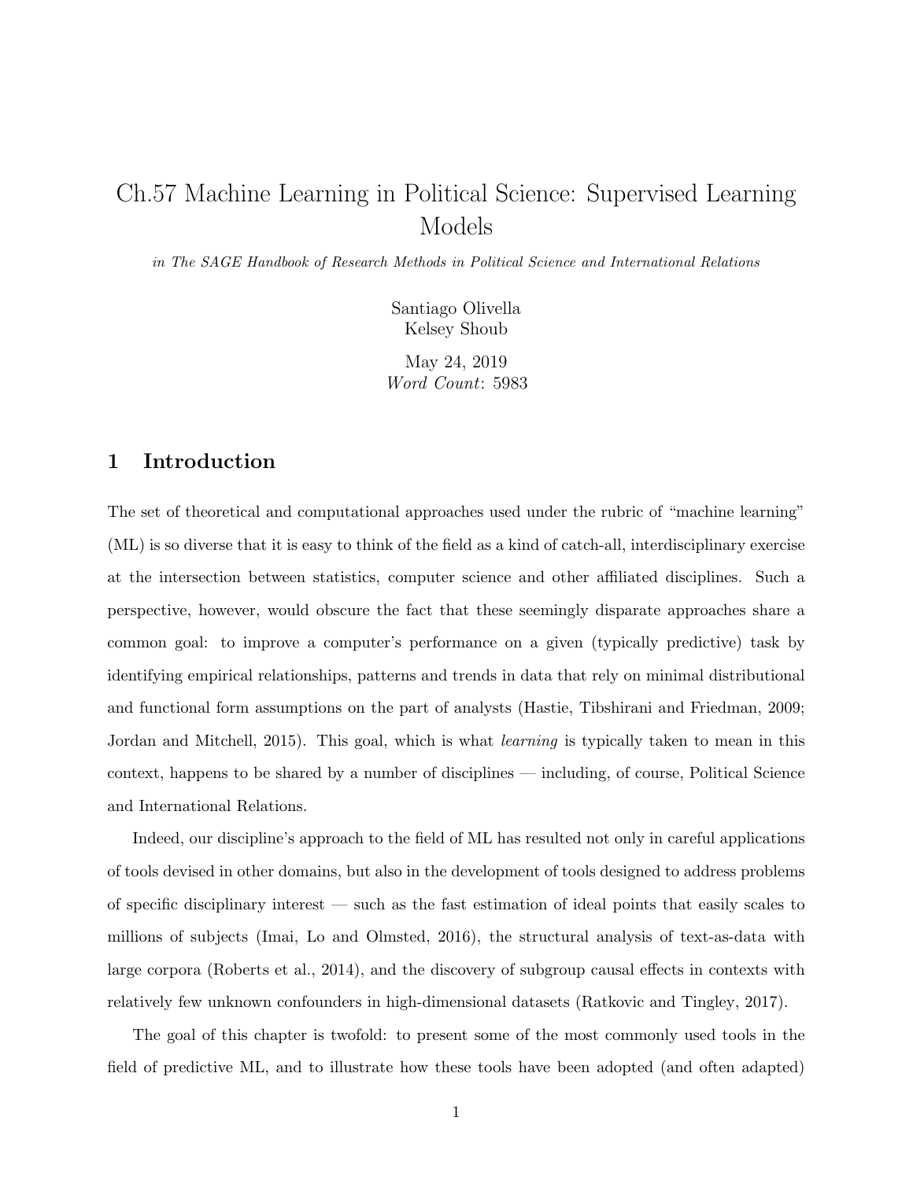# Ch.57 Machine Learning in Political Science: Supervised Learning Models

*in The SAGE Handbook of Research Methods in Political Science and International Relations*

Santiago Olivella
Kelsey Shoub

May 24, 2019
*Word Count*: 5983

## 1 Introduction

The set of theoretical and computational approaches used under the rubric of "machine learning" (ML) is so diverse that it is easy to think of the field as a kind of catch-all, interdisciplinary exercise at the intersection between statistics, computer science and other affiliated disciplines. Such a perspective, however, would obscure the fact that these seemingly disparate approaches share a common goal: to improve a computer's performance on a given (typically predictive) task by identifying empirical relationships, patterns and trends in data that rely on minimal distributional and functional form assumptions on the part of analysts (Hastie, Tibshirani and Friedman, 2009; Jordan and Mitchell, 2015). This goal, which is what *learning* is typically taken to mean in this context, happens to be shared by a number of disciplines — including, of course, Political Science and International Relations.

Indeed, our discipline's approach to the field of ML has resulted not only in careful applications of tools devised in other domains, but also in the development of tools designed to address problems of specific disciplinary interest — such as the fast estimation of ideal points that easily scales to millions of subjects (Imai, Lo and Olmsted, 2016), the structural analysis of text-as-data with large corpora (Roberts et al., 2014), and the discovery of subgroup causal effects in contexts with relatively few unknown confounders in high-dimensional datasets (Ratkovic and Tingley, 2017).

The goal of this chapter is twofold: to present some of the most commonly used tools in the field of predictive ML, and to illustrate how these tools have been adopted (and often adapted)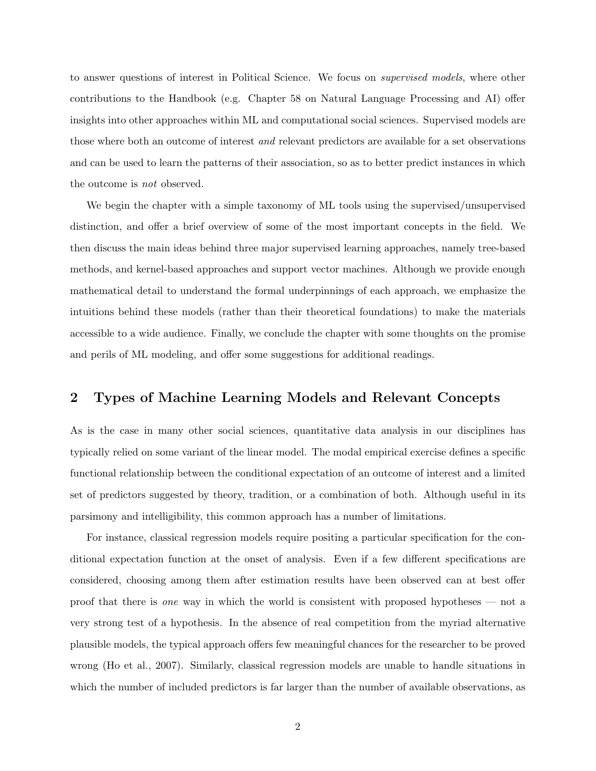to answer questions of interest in Political Science. We focus on *supervised models*, where other contributions to the Handbook (e.g. Chapter 58 on Natural Language Processing and AI) offer insights into other approaches within ML and computational social sciences. Supervised models are those where both an outcome of interest *and* relevant predictors are available for a set observations and can be used to learn the patterns of their association, so as to better predict instances in which the outcome is *not* observed.

We begin the chapter with a simple taxonomy of ML tools using the supervised/unsupervised distinction, and offer a brief overview of some of the most important concepts in the field. We then discuss the main ideas behind three major supervised learning approaches, namely tree-based methods, and kernel-based approaches and support vector machines. Although we provide enough mathematical detail to understand the formal underpinnings of each approach, we emphasize the intuitions behind these models (rather than their theoretical foundations) to make the materials accessible to a wide audience. Finally, we conclude the chapter with some thoughts on the promise and perils of ML modeling, and offer some suggestions for additional readings.

## 2 Types of Machine Learning Models and Relevant Concepts

As is the case in many other social sciences, quantitative data analysis in our disciplines has typically relied on some variant of the linear model. The modal empirical exercise defines a specific functional relationship between the conditional expectation of an outcome of interest and a limited set of predictors suggested by theory, tradition, or a combination of both. Although useful in its parsimony and intelligibility, this common approach has a number of limitations.

For instance, classical regression models require positing a particular specification for the conditional expectation function at the onset of analysis. Even if a few different specifications are considered, choosing among them after estimation results have been observed can at best offer proof that there is *one* way in which the world is consistent with proposed hypotheses — not a very strong test of a hypothesis. In the absence of real competition from the myriad alternative plausible models, the typical approach offers few meaningful chances for the researcher to be proved wrong (Ho et al., 2007). Similarly, classical regression models are unable to handle situations in which the number of included predictors is far larger than the number of available observations, as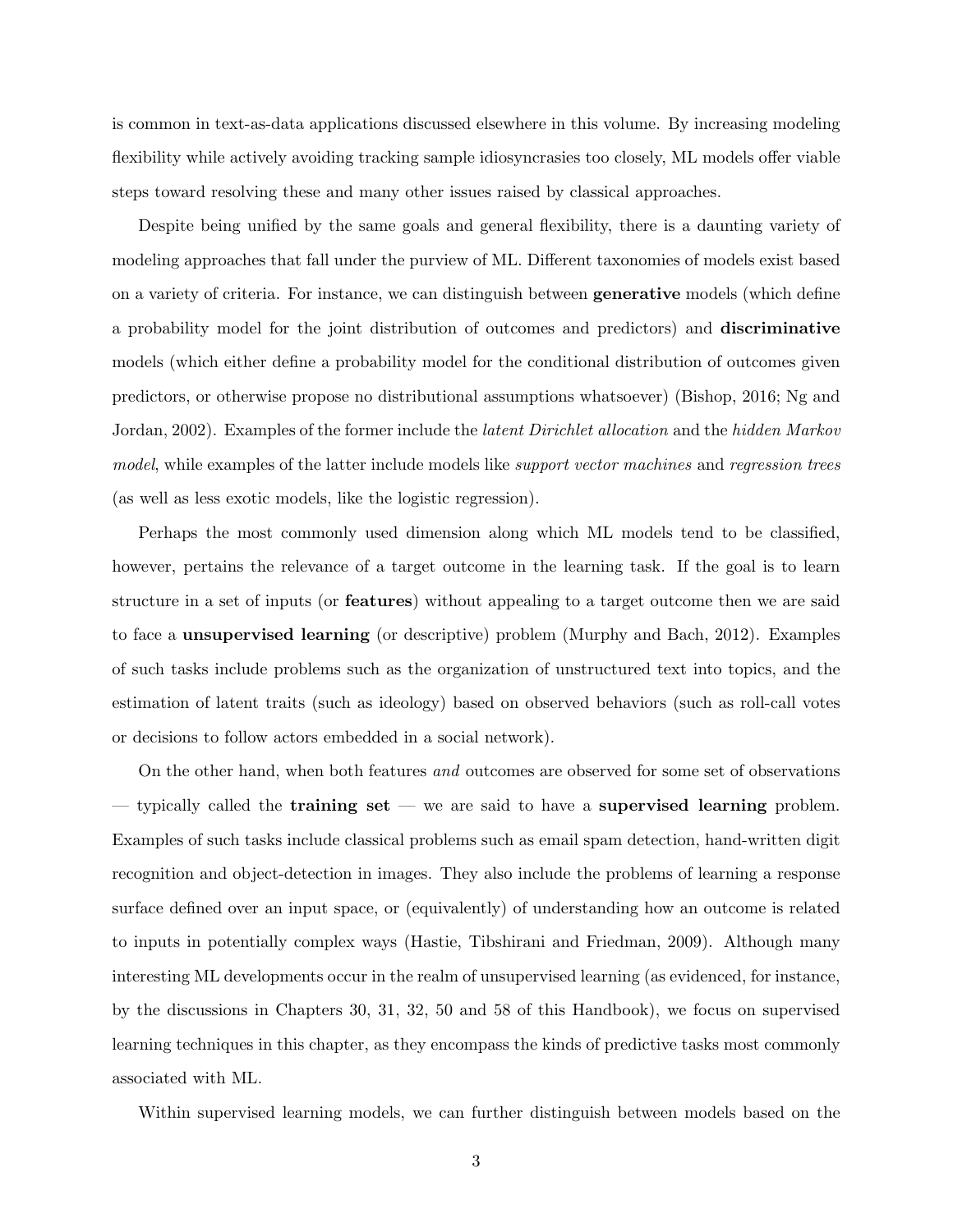is common in text-as-data applications discussed elsewhere in this volume. By increasing modeling flexibility while actively avoiding tracking sample idiosyncrasies too closely, ML models offer viable steps toward resolving these and many other issues raised by classical approaches.

Despite being unified by the same goals and general flexibility, there is a daunting variety of modeling approaches that fall under the purview of ML. Different taxonomies of models exist based on a variety of criteria. For instance, we can distinguish between **generative** models (which define a probability model for the joint distribution of outcomes and predictors) and **discriminative** models (which either define a probability model for the conditional distribution of outcomes given predictors, or otherwise propose no distributional assumptions whatsoever) (Bishop, 2016; Ng and Jordan, 2002). Examples of the former include the *latent Dirichlet allocation* and the *hidden Markov model*, while examples of the latter include models like *support vector machines* and *regression trees* (as well as less exotic models, like the logistic regression).

Perhaps the most commonly used dimension along which ML models tend to be classified, however, pertains the relevance of a target outcome in the learning task. If the goal is to learn structure in a set of inputs (or **features**) without appealing to a target outcome then we are said to face a **unsupervised learning** (or descriptive) problem (Murphy and Bach, 2012). Examples of such tasks include problems such as the organization of unstructured text into topics, and the estimation of latent traits (such as ideology) based on observed behaviors (such as roll-call votes or decisions to follow actors embedded in a social network).

On the other hand, when both features *and* outcomes are observed for some set of observations — typically called the **training set** — we are said to have a **supervised learning** problem. Examples of such tasks include classical problems such as email spam detection, hand-written digit recognition and object-detection in images. They also include the problems of learning a response surface defined over an input space, or (equivalently) of understanding how an outcome is related to inputs in potentially complex ways (Hastie, Tibshirani and Friedman, 2009). Although many interesting ML developments occur in the realm of unsupervised learning (as evidenced, for instance, by the discussions in Chapters 30, 31, 32, 50 and 58 of this Handbook), we focus on supervised learning techniques in this chapter, as they encompass the kinds of predictive tasks most commonly associated with ML.

Within supervised learning models, we can further distinguish between models based on the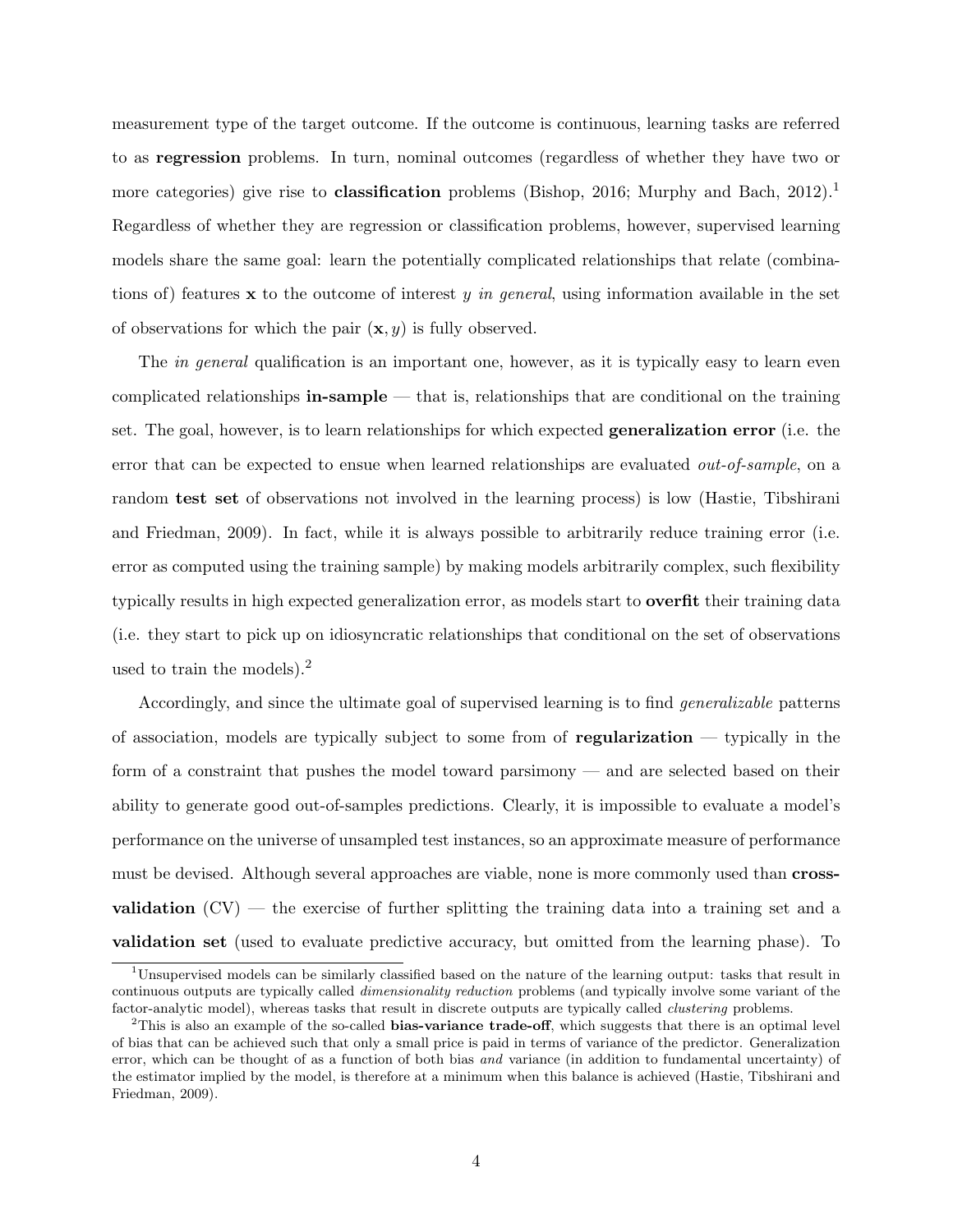measurement type of the target outcome. If the outcome is continuous, learning tasks are referred to as **regression** problems. In turn, nominal outcomes (regardless of whether they have two or more categories) give rise to **classification** problems (Bishop, 2016; Murphy and Bach, 2012).[1] Regardless of whether they are regression or classification problems, however, supervised learning models share the same goal: learn the potentially complicated relationships that relate (combinations of) features $\mathbf{x}$ to the outcome of interest $y$ *in general*, using information available in the set of observations for which the pair $(\mathbf{x}, y)$ is fully observed.

The *in general* qualification is an important one, however, as it is typically easy to learn even complicated relationships **in-sample** — that is, relationships that are conditional on the training set. The goal, however, is to learn relationships for which expected **generalization error** (i.e. the error that can be expected to ensue when learned relationships are evaluated *out-of-sample*, on a random **test set** of observations not involved in the learning process) is low (Hastie, Tibshirani and Friedman, 2009). In fact, while it is always possible to arbitrarily reduce training error (i.e. error as computed using the training sample) by making models arbitrarily complex, such flexibility typically results in high expected generalization error, as models start to **overfit** their training data (i.e. they start to pick up on idiosyncratic relationships that conditional on the set of observations used to train the models).[2]

Accordingly, and since the ultimate goal of supervised learning is to find *generalizable* patterns of association, models are typically subject to some from of **regularization** — typically in the form of a constraint that pushes the model toward parsimony — and are selected based on their ability to generate good out-of-samples predictions. Clearly, it is impossible to evaluate a model's performance on the universe of unsampled test instances, so an approximate measure of performance must be devised. Although several approaches are viable, none is more commonly used than **cross-validation** (CV) — the exercise of further splitting the training data into a training set and a **validation set** (used to evaluate predictive accuracy, but omitted from the learning phase). To

[1] Unsupervised models can be similarly classified based on the nature of the learning output: tasks that result in continuous outputs are typically called *dimensionality reduction* problems (and typically involve some variant of the factor-analytic model), whereas tasks that result in discrete outputs are typically called *clustering* problems.

[2] This is also an example of the so-called **bias-variance trade-off**, which suggests that there is an optimal level of bias that can be achieved such that only a small price is paid in terms of variance of the predictor. Generalization error, which can be thought of as a function of both bias *and* variance (in addition to fundamental uncertainty) of the estimator implied by the model, is therefore at a minimum when this balance is achieved (Hastie, Tibshirani and Friedman, 2009).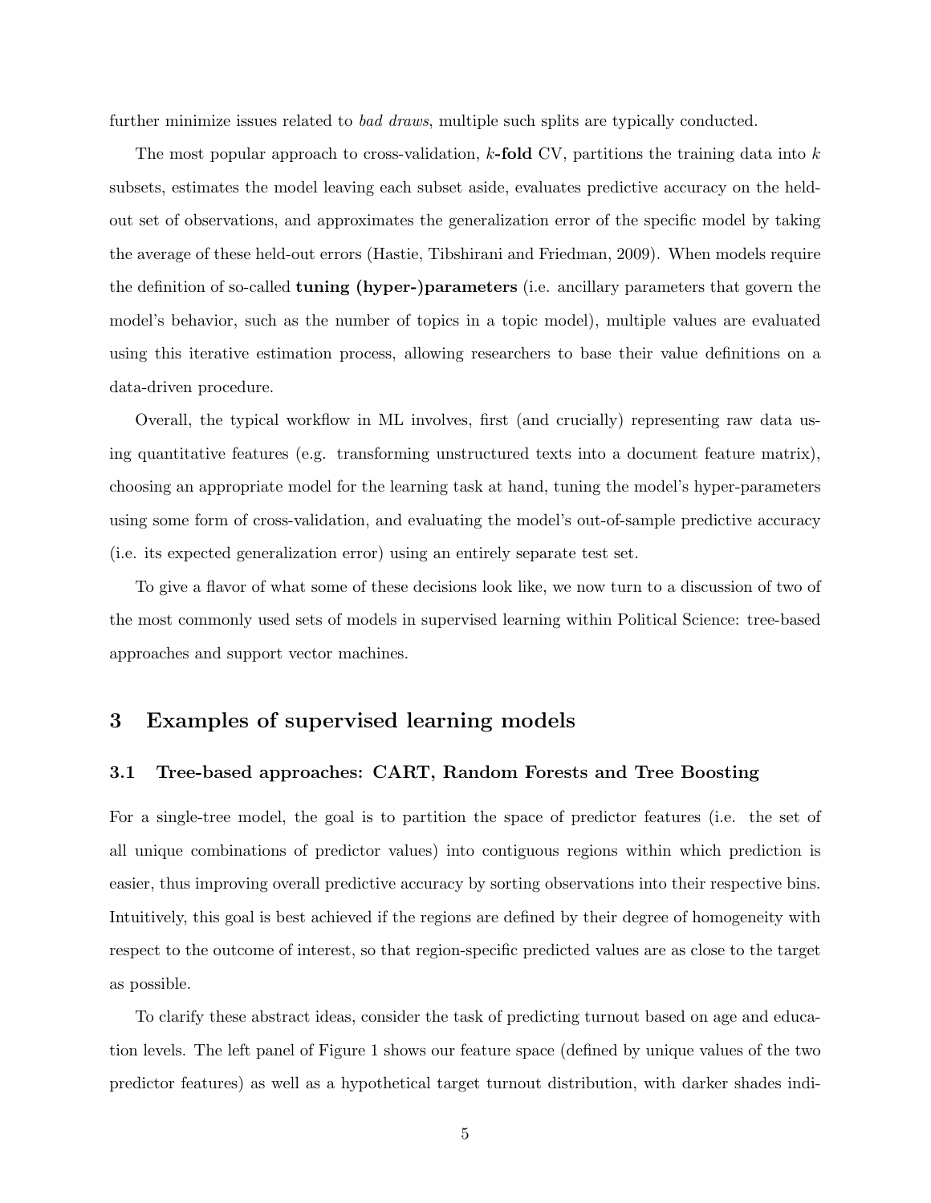further minimize issues related to *bad draws*, multiple such splits are typically conducted.

The most popular approach to cross-validation, $k$**-fold** CV, partitions the training data into $k$ subsets, estimates the model leaving each subset aside, evaluates predictive accuracy on the held-out set of observations, and approximates the generalization error of the specific model by taking the average of these held-out errors (Hastie, Tibshirani and Friedman, 2009). When models require the definition of so-called **tuning (hyper-)parameters** (i.e. ancillary parameters that govern the model's behavior, such as the number of topics in a topic model), multiple values are evaluated using this iterative estimation process, allowing researchers to base their value definitions on a data-driven procedure.

Overall, the typical workflow in ML involves, first (and crucially) representing raw data using quantitative features (e.g. transforming unstructured texts into a document feature matrix), choosing an appropriate model for the learning task at hand, tuning the model's hyper-parameters using some form of cross-validation, and evaluating the model's out-of-sample predictive accuracy (i.e. its expected generalization error) using an entirely separate test set.

To give a flavor of what some of these decisions look like, we now turn to a discussion of two of the most commonly used sets of models in supervised learning within Political Science: tree-based approaches and support vector machines.

## 3 Examples of supervised learning models

### 3.1 Tree-based approaches: CART, Random Forests and Tree Boosting

For a single-tree model, the goal is to partition the space of predictor features (i.e. the set of all unique combinations of predictor values) into contiguous regions within which prediction is easier, thus improving overall predictive accuracy by sorting observations into their respective bins. Intuitively, this goal is best achieved if the regions are defined by their degree of homogeneity with respect to the outcome of interest, so that region-specific predicted values are as close to the target as possible.

To clarify these abstract ideas, consider the task of predicting turnout based on age and education levels. The left panel of Figure 1 shows our feature space (defined by unique values of the two predictor features) as well as a hypothetical target turnout distribution, with darker shades indi-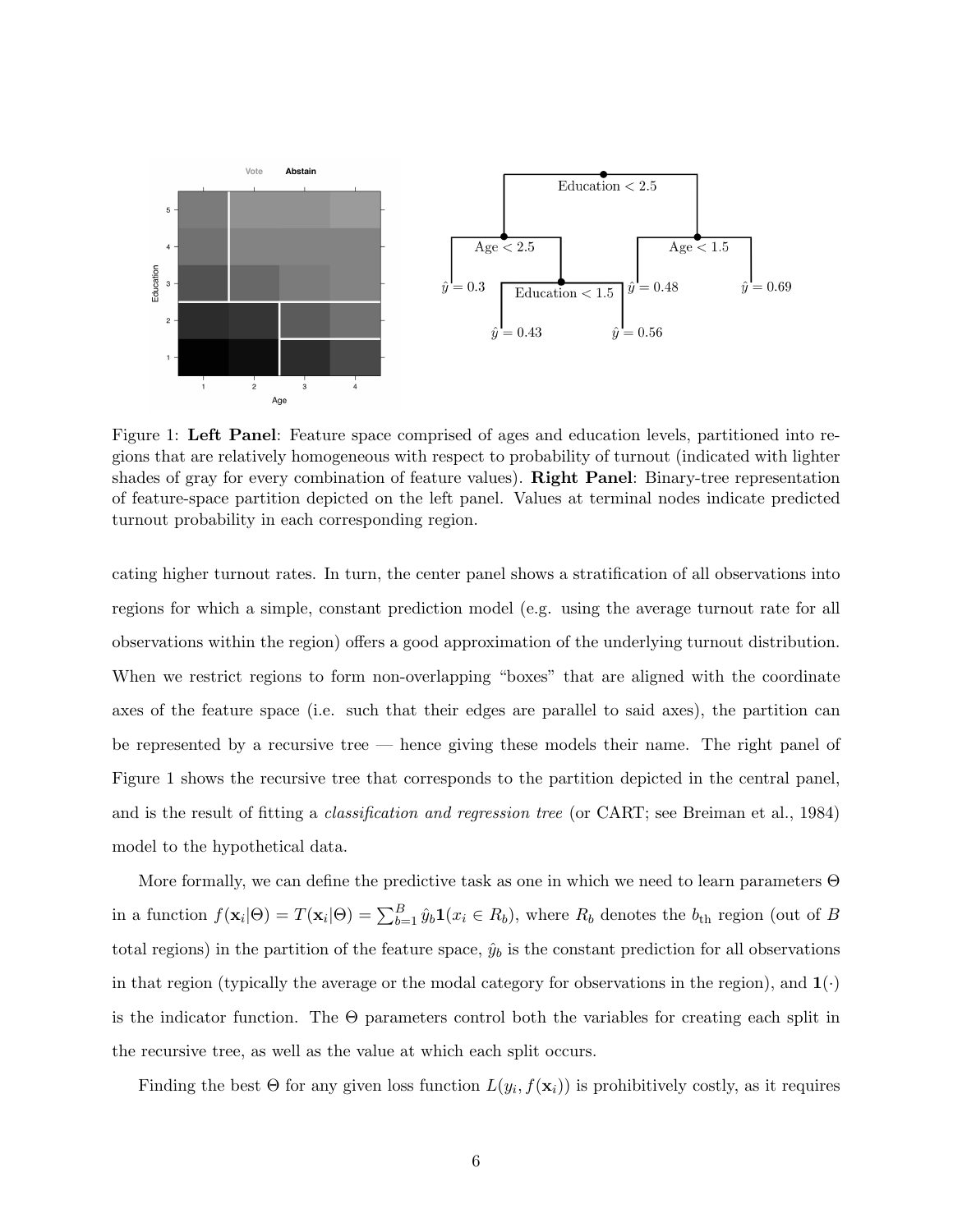Figure 1: **Left Panel**: Feature space comprised of ages and education levels, partitioned into regions that are relatively homogeneous with respect to probability of turnout (indicated with lighter shades of gray for every combination of feature values). **Right Panel**: Binary-tree representation of feature-space partition depicted on the left panel. Values at terminal nodes indicate predicted turnout probability in each corresponding region.

cating higher turnout rates. In turn, the center panel shows a stratification of all observations into regions for which a simple, constant prediction model (e.g. using the average turnout rate for all observations within the region) offers a good approximation of the underlying turnout distribution. When we restrict regions to form non-overlapping "boxes" that are aligned with the coordinate axes of the feature space (i.e. such that their edges are parallel to said axes), the partition can be represented by a recursive tree — hence giving these models their name. The right panel of Figure 1 shows the recursive tree that corresponds to the partition depicted in the central panel, and is the result of fitting a *classification and regression tree* (or CART; see Breiman et al., 1984) model to the hypothetical data.

More formally, we can define the predictive task as one in which we need to learn parameters $\Theta$ in a function $f(\mathbf{x}_i|\Theta) = T(\mathbf{x}_i|\Theta) = \sum_{b=1}^{B} \hat{y}_b \mathbf{1}(x_i \in R_b)$, where $R_b$ denotes the $b_{\text{th}}$ region (out of $B$ total regions) in the partition of the feature space, $\hat{y}_b$ is the constant prediction for all observations in that region (typically the average or the modal category for observations in the region), and $\mathbf{1}(\cdot)$ is the indicator function. The $\Theta$ parameters control both the variables for creating each split in the recursive tree, as well as the value at which each split occurs.

Finding the best $\Theta$ for any given loss function $L(y_i, f(\mathbf{x}_i))$ is prohibitively costly, as it requires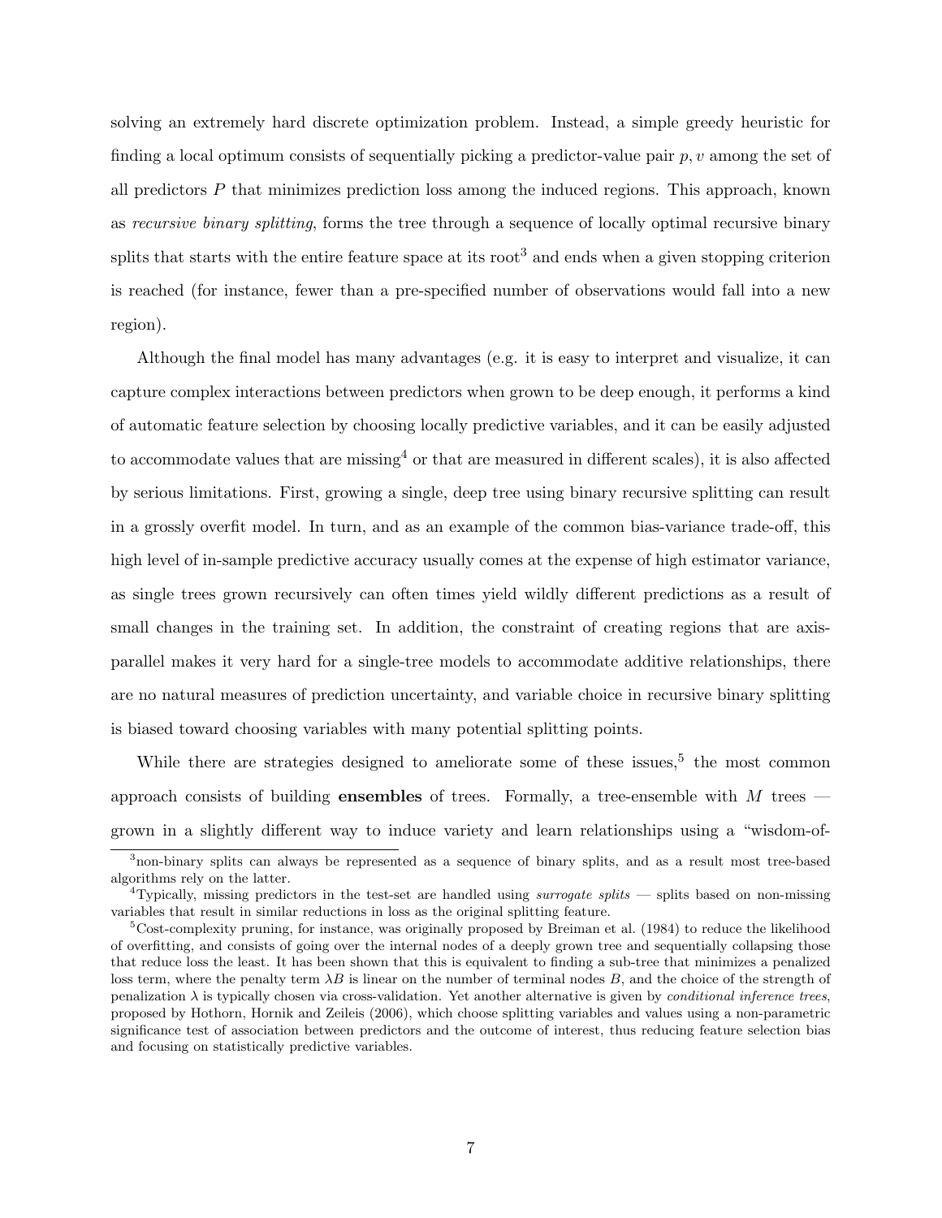solving an extremely hard discrete optimization problem. Instead, a simple greedy heuristic for finding a local optimum consists of sequentially picking a predictor-value pair $p, v$ among the set of all predictors $P$ that minimizes prediction loss among the induced regions. This approach, known as *recursive binary splitting*, forms the tree through a sequence of locally optimal recursive binary splits that starts with the entire feature space at its root[3] and ends when a given stopping criterion is reached (for instance, fewer than a pre-specified number of observations would fall into a new region).

Although the final model has many advantages (e.g. it is easy to interpret and visualize, it can capture complex interactions between predictors when grown to be deep enough, it performs a kind of automatic feature selection by choosing locally predictive variables, and it can be easily adjusted to accommodate values that are missing[4] or that are measured in different scales), it is also affected by serious limitations. First, growing a single, deep tree using binary recursive splitting can result in a grossly overfit model. In turn, and as an example of the common bias-variance trade-off, this high level of in-sample predictive accuracy usually comes at the expense of high estimator variance, as single trees grown recursively can often times yield wildly different predictions as a result of small changes in the training set. In addition, the constraint of creating regions that are axis-parallel makes it very hard for a single-tree models to accommodate additive relationships, there are no natural measures of prediction uncertainty, and variable choice in recursive binary splitting is biased toward choosing variables with many potential splitting points.

While there are strategies designed to ameliorate some of these issues,[5] the most common approach consists of building **ensembles** of trees. Formally, a tree-ensemble with $M$ trees — grown in a slightly different way to induce variety and learn relationships using a "wisdom-of-

---

[3] non-binary splits can always be represented as a sequence of binary splits, and as a result most tree-based algorithms rely on the latter.

[4] Typically, missing predictors in the test-set are handled using *surrogate splits* — splits based on non-missing variables that result in similar reductions in loss as the original splitting feature.

[5] Cost-complexity pruning, for instance, was originally proposed by Breiman et al. (1984) to reduce the likelihood of overfitting, and consists of going over the internal nodes of a deeply grown tree and sequentially collapsing those that reduce loss the least. It has been shown that this is equivalent to finding a sub-tree that minimizes a penalized loss term, where the penalty term $\lambda B$ is linear on the number of terminal nodes $B$, and the choice of the strength of penalization $\lambda$ is typically chosen via cross-validation. Yet another alternative is given by *conditional inference trees*, proposed by Hothorn, Hornik and Zeileis (2006), which choose splitting variables and values using a non-parametric significance test of association between predictors and the outcome of interest, thus reducing feature selection bias and focusing on statistically predictive variables.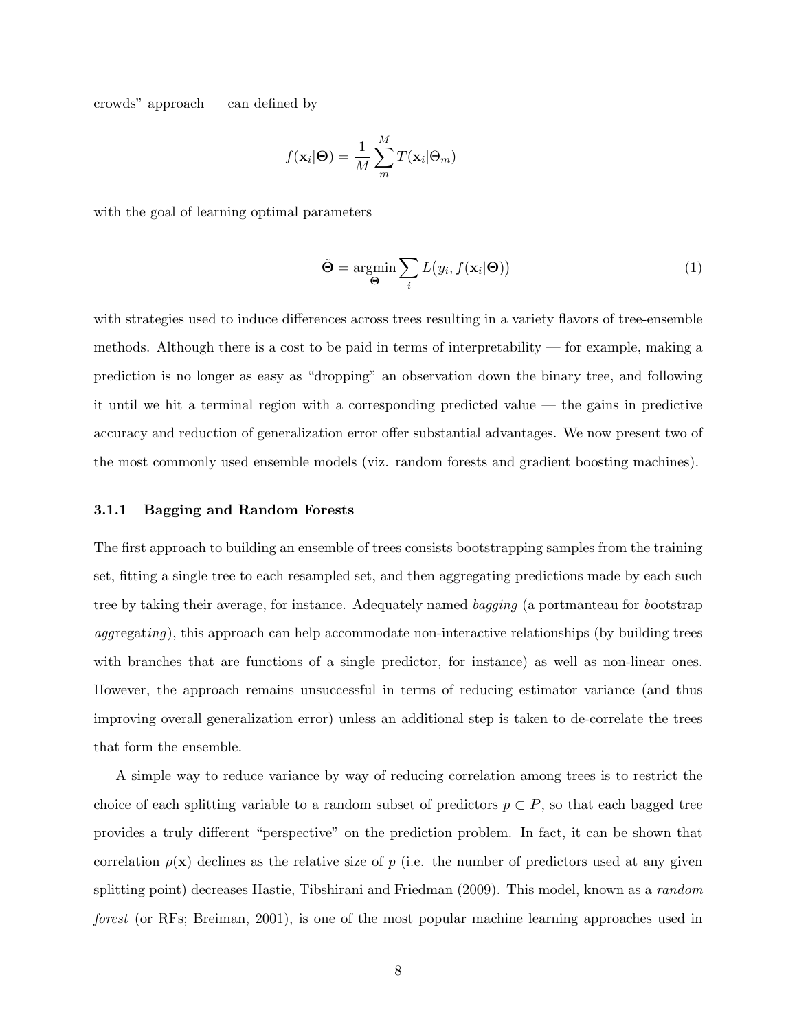crowds" approach — can defined by

$$f(\mathbf{x}_i|\mathbf{\Theta}) = \frac{1}{M}\sum_{m}^{M} T(\mathbf{x}_i|\Theta_m)$$

with the goal of learning optimal parameters

$$\tilde{\mathbf{\Theta}} = \underset{\mathbf{\Theta}}{\operatorname{argmin}} \sum_i L\big(y_i, f(\mathbf{x}_i|\mathbf{\Theta})\big) \tag{1}$$

with strategies used to induce differences across trees resulting in a variety flavors of tree-ensemble methods. Although there is a cost to be paid in terms of interpretability — for example, making a prediction is no longer as easy as "dropping" an observation down the binary tree, and following it until we hit a terminal region with a corresponding predicted value — the gains in predictive accuracy and reduction of generalization error offer substantial advantages. We now present two of the most commonly used ensemble models (viz. random forests and gradient boosting machines).

### 3.1.1 Bagging and Random Forests

The first approach to building an ensemble of trees consists bootstrapping samples from the training set, fitting a single tree to each resampled set, and then aggregating predictions made by each such tree by taking their average, for instance. Adequately named *bagging* (a portmanteau for *b*ootstrap *agg*regat*ing*), this approach can help accommodate non-interactive relationships (by building trees with branches that are functions of a single predictor, for instance) as well as non-linear ones. However, the approach remains unsuccessful in terms of reducing estimator variance (and thus improving overall generalization error) unless an additional step is taken to de-correlate the trees that form the ensemble.

A simple way to reduce variance by way of reducing correlation among trees is to restrict the choice of each splitting variable to a random subset of predictors $p \subset P$, so that each bagged tree provides a truly different "perspective" on the prediction problem. In fact, it can be shown that correlation $\rho(\mathbf{x})$ declines as the relative size of $p$ (i.e. the number of predictors used at any given splitting point) decreases Hastie, Tibshirani and Friedman (2009). This model, known as a *random forest* (or RFs; Breiman, 2001), is one of the most popular machine learning approaches used in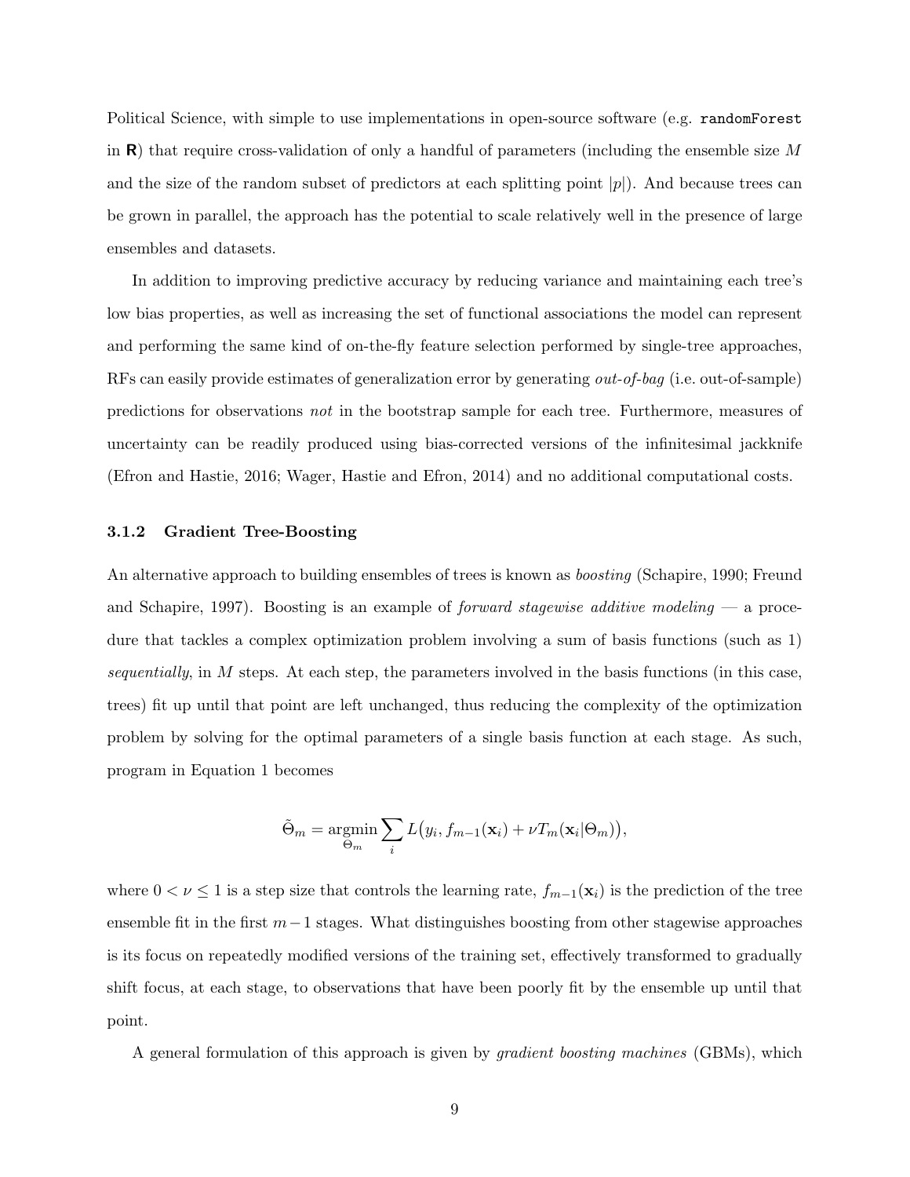Political Science, with simple to use implementations in open-source software (e.g. `randomForest` in **R**) that require cross-validation of only a handful of parameters (including the ensemble size $M$ and the size of the random subset of predictors at each splitting point $|p|$). And because trees can be grown in parallel, the approach has the potential to scale relatively well in the presence of large ensembles and datasets.

In addition to improving predictive accuracy by reducing variance and maintaining each tree's low bias properties, as well as increasing the set of functional associations the model can represent and performing the same kind of on-the-fly feature selection performed by single-tree approaches, RFs can easily provide estimates of generalization error by generating *out-of-bag* (i.e. out-of-sample) predictions for observations *not* in the bootstrap sample for each tree. Furthermore, measures of uncertainty can be readily produced using bias-corrected versions of the infinitesimal jackknife (Efron and Hastie, 2016; Wager, Hastie and Efron, 2014) and no additional computational costs.

#### 3.1.2 Gradient Tree-Boosting

An alternative approach to building ensembles of trees is known as *boosting* (Schapire, 1990; Freund and Schapire, 1997). Boosting is an example of *forward stagewise additive modeling* — a procedure that tackles a complex optimization problem involving a sum of basis functions (such as 1) *sequentially*, in $M$ steps. At each step, the parameters involved in the basis functions (in this case, trees) fit up until that point are left unchanged, thus reducing the complexity of the optimization problem by solving for the optimal parameters of a single basis function at each stage. As such, program in Equation 1 becomes

$$\tilde{\Theta}_m = \underset{\Theta_m}{\operatorname{argmin}} \sum_i L\big(y_i, f_{m-1}(\mathbf{x}_i) + \nu T_m(\mathbf{x}_i|\Theta_m)\big),$$

where $0 < \nu \leq 1$ is a step size that controls the learning rate, $f_{m-1}(\mathbf{x}_i)$ is the prediction of the tree ensemble fit in the first $m-1$ stages. What distinguishes boosting from other stagewise approaches is its focus on repeatedly modified versions of the training set, effectively transformed to gradually shift focus, at each stage, to observations that have been poorly fit by the ensemble up until that point.

A general formulation of this approach is given by *gradient boosting machines* (GBMs), which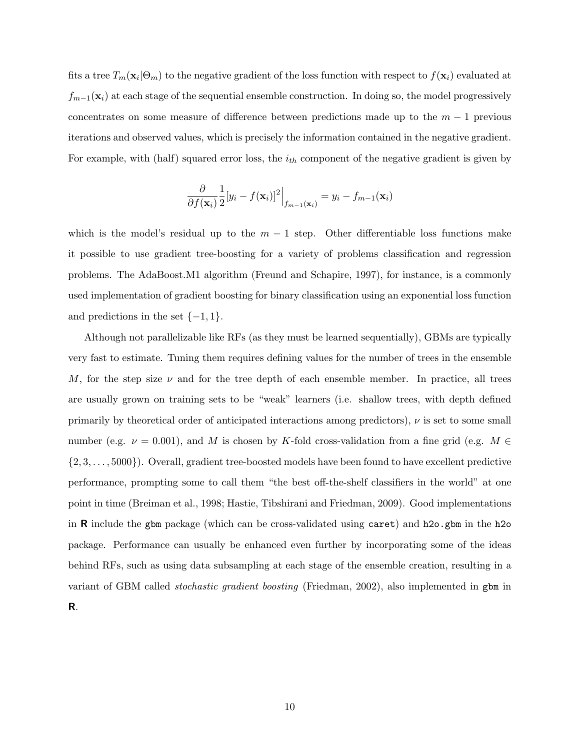fits a tree $T_m(\mathbf{x}_i|\Theta_m)$ to the negative gradient of the loss function with respect to $f(\mathbf{x}_i)$ evaluated at $f_{m-1}(\mathbf{x}_i)$ at each stage of the sequential ensemble construction. In doing so, the model progressively concentrates on some measure of difference between predictions made up to the $m-1$ previous iterations and observed values, which is precisely the information contained in the negative gradient. For example, with (half) squared error loss, the $i_{th}$ component of the negative gradient is given by

$$\frac{\partial}{\partial f(\mathbf{x}_i)} \frac{1}{2}[y_i - f(\mathbf{x}_i)]^2\Big|_{f_{m-1}(\mathbf{x}_i)} = y_i - f_{m-1}(\mathbf{x}_i)$$

which is the model's residual up to the $m-1$ step. Other differentiable loss functions make it possible to use gradient tree-boosting for a variety of problems classification and regression problems. The AdaBoost.M1 algorithm (Freund and Schapire, 1997), for instance, is a commonly used implementation of gradient boosting for binary classification using an exponential loss function and predictions in the set $\{-1, 1\}$.

Although not parallelizable like RFs (as they must be learned sequentially), GBMs are typically very fast to estimate. Tuning them requires defining values for the number of trees in the ensemble $M$, for the step size $\nu$ and for the tree depth of each ensemble member. In practice, all trees are usually grown on training sets to be "weak" learners (i.e. shallow trees, with depth defined primarily by theoretical order of anticipated interactions among predictors), $\nu$ is set to some small number (e.g. $\nu = 0.001$), and $M$ is chosen by $K$-fold cross-validation from a fine grid (e.g. $M \in \{2, 3, \ldots, 5000\}$). Overall, gradient tree-boosted models have been found to have excellent predictive performance, prompting some to call them "the best off-the-shelf classifiers in the world" at one point in time (Breiman et al., 1998; Hastie, Tibshirani and Friedman, 2009). Good implementations in **R** include the `gbm` package (which can be cross-validated using `caret`) and `h2o.gbm` in the `h2o` package. Performance can usually be enhanced even further by incorporating some of the ideas behind RFs, such as using data subsampling at each stage of the ensemble creation, resulting in a variant of GBM called *stochastic gradient boosting* (Friedman, 2002), also implemented in `gbm` in **R**.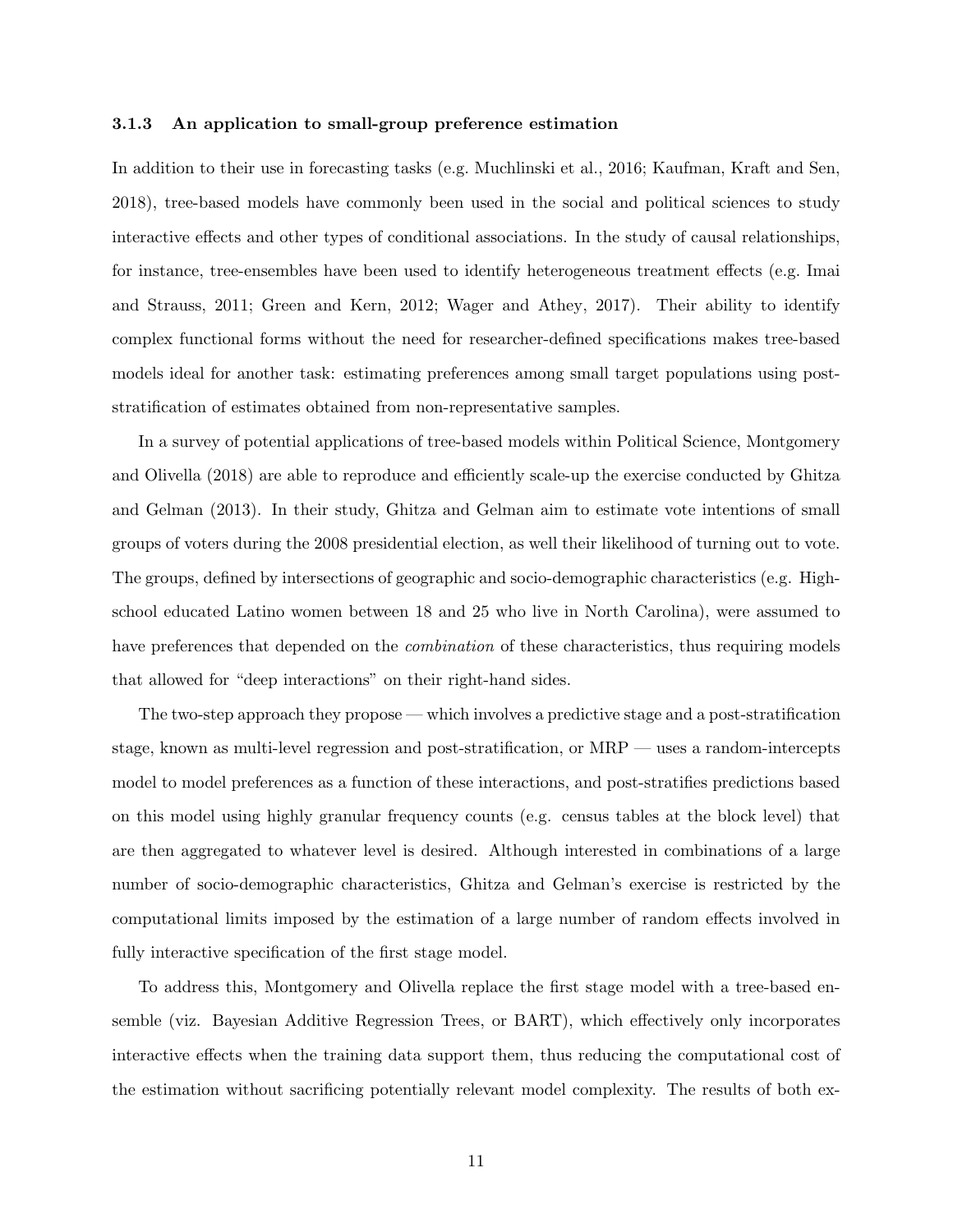### 3.1.3 An application to small-group preference estimation

In addition to their use in forecasting tasks (e.g. Muchlinski et al., 2016; Kaufman, Kraft and Sen, 2018), tree-based models have commonly been used in the social and political sciences to study interactive effects and other types of conditional associations. In the study of causal relationships, for instance, tree-ensembles have been used to identify heterogeneous treatment effects (e.g. Imai and Strauss, 2011; Green and Kern, 2012; Wager and Athey, 2017). Their ability to identify complex functional forms without the need for researcher-defined specifications makes tree-based models ideal for another task: estimating preferences among small target populations using post-stratification of estimates obtained from non-representative samples.

In a survey of potential applications of tree-based models within Political Science, Montgomery and Olivella (2018) are able to reproduce and efficiently scale-up the exercise conducted by Ghitza and Gelman (2013). In their study, Ghitza and Gelman aim to estimate vote intentions of small groups of voters during the 2008 presidential election, as well their likelihood of turning out to vote. The groups, defined by intersections of geographic and socio-demographic characteristics (e.g. High-school educated Latino women between 18 and 25 who live in North Carolina), were assumed to have preferences that depended on the *combination* of these characteristics, thus requiring models that allowed for "deep interactions" on their right-hand sides.

The two-step approach they propose — which involves a predictive stage and a post-stratification stage, known as multi-level regression and post-stratification, or MRP — uses a random-intercepts model to model preferences as a function of these interactions, and post-stratifies predictions based on this model using highly granular frequency counts (e.g. census tables at the block level) that are then aggregated to whatever level is desired. Although interested in combinations of a large number of socio-demographic characteristics, Ghitza and Gelman's exercise is restricted by the computational limits imposed by the estimation of a large number of random effects involved in fully interactive specification of the first stage model.

To address this, Montgomery and Olivella replace the first stage model with a tree-based ensemble (viz. Bayesian Additive Regression Trees, or BART), which effectively only incorporates interactive effects when the training data support them, thus reducing the computational cost of the estimation without sacrificing potentially relevant model complexity. The results of both ex-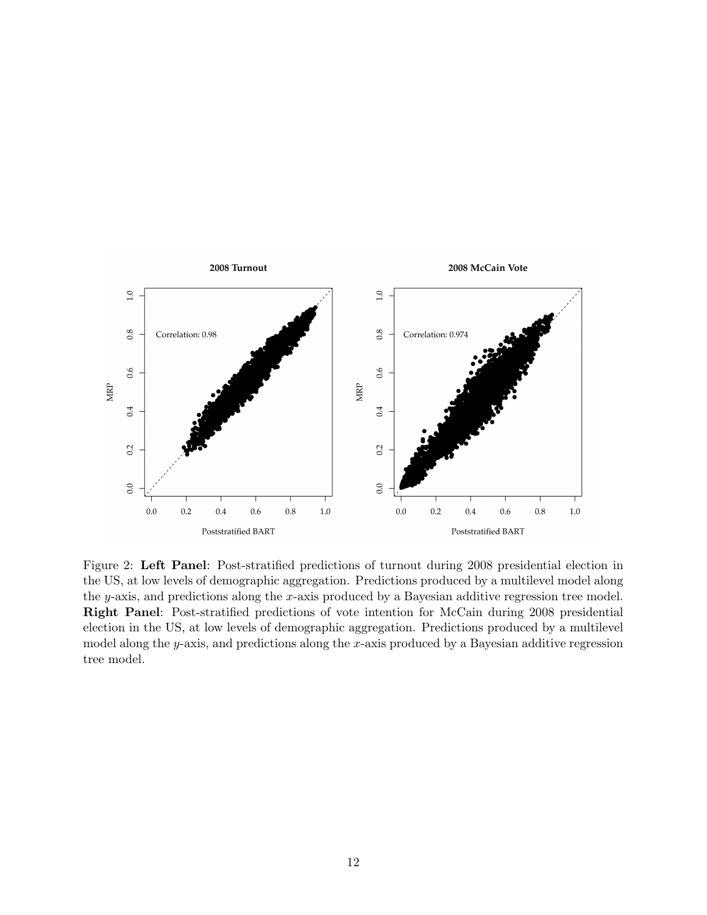Figure 2: **Left Panel**: Post-stratified predictions of turnout during 2008 presidential election in the US, at low levels of demographic aggregation. Predictions produced by a multilevel model along the $y$-axis, and predictions along the $x$-axis produced by a Bayesian additive regression tree model. **Right Panel**: Post-stratified predictions of vote intention for McCain during 2008 presidential election in the US, at low levels of demographic aggregation. Predictions produced by a multilevel model along the $y$-axis, and predictions along the $x$-axis produced by a Bayesian additive regression tree model.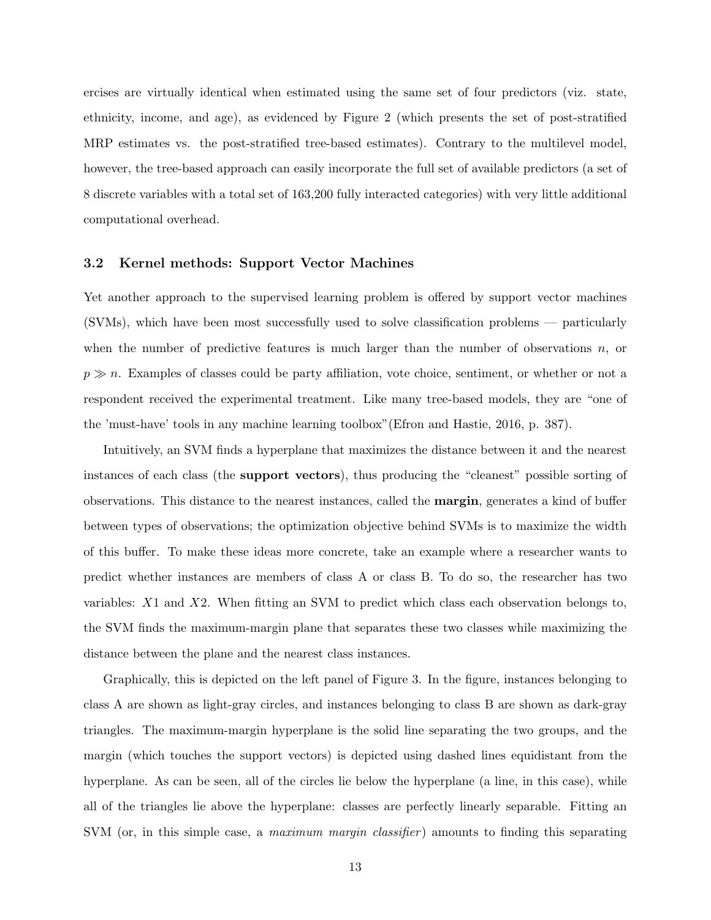ercises are virtually identical when estimated using the same set of four predictors (viz. state, ethnicity, income, and age), as evidenced by Figure 2 (which presents the set of post-stratified MRP estimates vs. the post-stratified tree-based estimates). Contrary to the multilevel model, however, the tree-based approach can easily incorporate the full set of available predictors (a set of 8 discrete variables with a total set of 163,200 fully interacted categories) with very little additional computational overhead.

### 3.2 Kernel methods: Support Vector Machines

Yet another approach to the supervised learning problem is offered by support vector machines (SVMs), which have been most successfully used to solve classification problems — particularly when the number of predictive features is much larger than the number of observations $n$, or $p \gg n$. Examples of classes could be party affiliation, vote choice, sentiment, or whether or not a respondent received the experimental treatment. Like many tree-based models, they are "one of the 'must-have' tools in any machine learning toolbox"(Efron and Hastie, 2016, p. 387).

Intuitively, an SVM finds a hyperplane that maximizes the distance between it and the nearest instances of each class (the **support vectors**), thus producing the "cleanest" possible sorting of observations. This distance to the nearest instances, called the **margin**, generates a kind of buffer between types of observations; the optimization objective behind SVMs is to maximize the width of this buffer. To make these ideas more concrete, take an example where a researcher wants to predict whether instances are members of class A or class B. To do so, the researcher has two variables: $X1$ and $X2$. When fitting an SVM to predict which class each observation belongs to, the SVM finds the maximum-margin plane that separates these two classes while maximizing the distance between the plane and the nearest class instances.

Graphically, this is depicted on the left panel of Figure 3. In the figure, instances belonging to class A are shown as light-gray circles, and instances belonging to class B are shown as dark-gray triangles. The maximum-margin hyperplane is the solid line separating the two groups, and the margin (which touches the support vectors) is depicted using dashed lines equidistant from the hyperplane. As can be seen, all of the circles lie below the hyperplane (a line, in this case), while all of the triangles lie above the hyperplane: classes are perfectly linearly separable. Fitting an SVM (or, in this simple case, a *maximum margin classifier*) amounts to finding this separating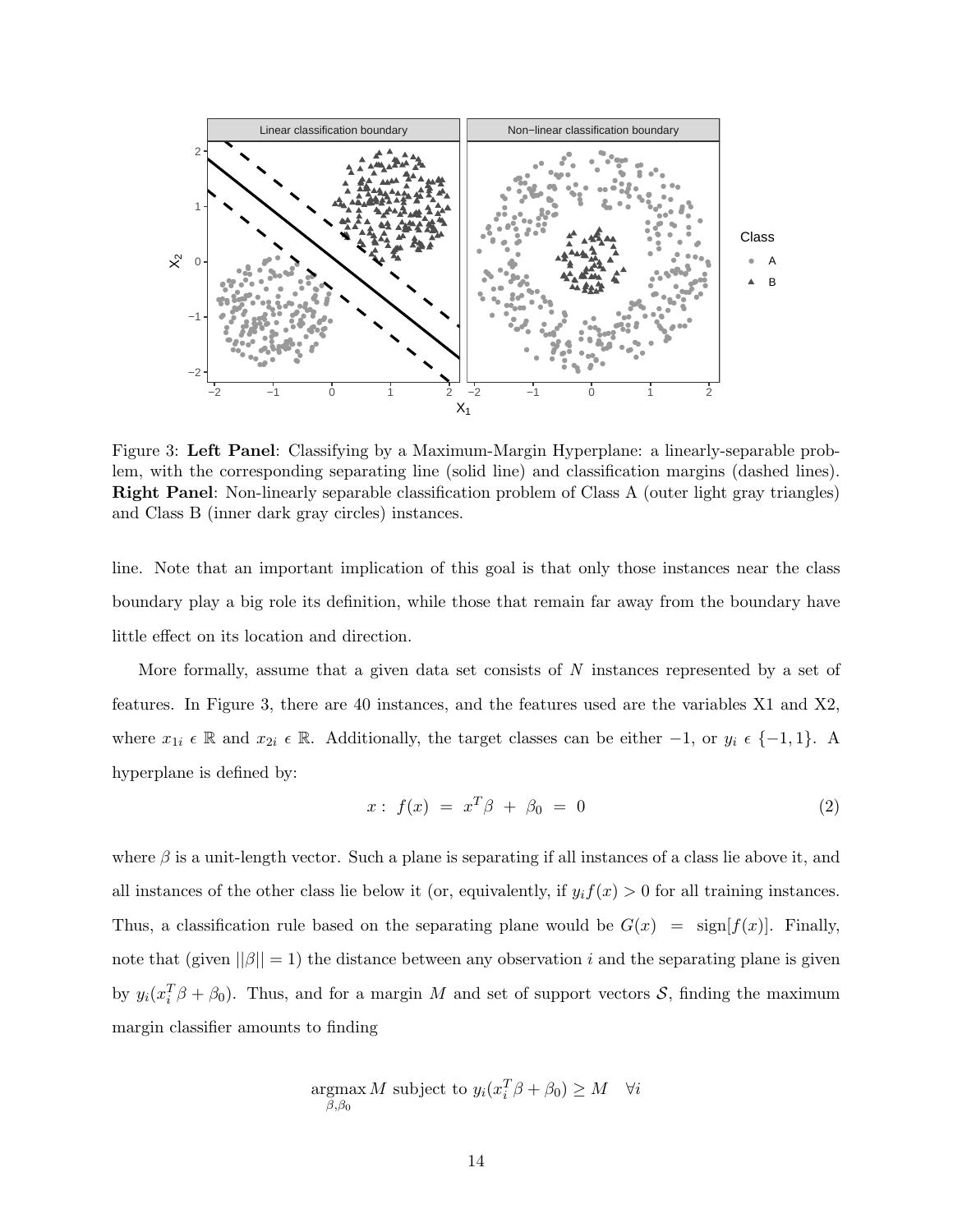Figure 3: **Left Panel**: Classifying by a Maximum-Margin Hyperplane: a linearly-separable problem, with the corresponding separating line (solid line) and classification margins (dashed lines). **Right Panel**: Non-linearly separable classification problem of Class A (outer light gray triangles) and Class B (inner dark gray circles) instances.

line. Note that an important implication of this goal is that only those instances near the class boundary play a big role its definition, while those that remain far away from the boundary have little effect on its location and direction.

More formally, assume that a given data set consists of $N$ instances represented by a set of features. In Figure 3, there are 40 instances, and the features used are the variables X1 and X2, where $x_{1i} \in \mathbb{R}$ and $x_{2i} \in \mathbb{R}$. Additionally, the target classes can be either $-1$, or $y_i \in \{-1, 1\}$. A hyperplane is defined by:

$$x: \ f(x) \ = \ x^T\beta \ + \ \beta_0 \ = \ 0 \tag{2}$$

where $\beta$ is a unit-length vector. Such a plane is separating if all instances of a class lie above it, and all instances of the other class lie below it (or, equivalently, if $y_i f(x) > 0$ for all training instances. Thus, a classification rule based on the separating plane would be $G(x) \ = \ \text{sign}[f(x)]$. Finally, note that (given $||\beta|| = 1$) the distance between any observation $i$ and the separating plane is given by $y_i(x_i^T\beta + \beta_0)$. Thus, and for a margin $M$ and set of support vectors $\mathcal{S}$, finding the maximum margin classifier amounts to finding

$$\underset{\beta,\beta_0}{\text{argmax}} \, M \text{ subject to } y_i(x_i^T\beta + \beta_0) \geq M \quad \forall i$$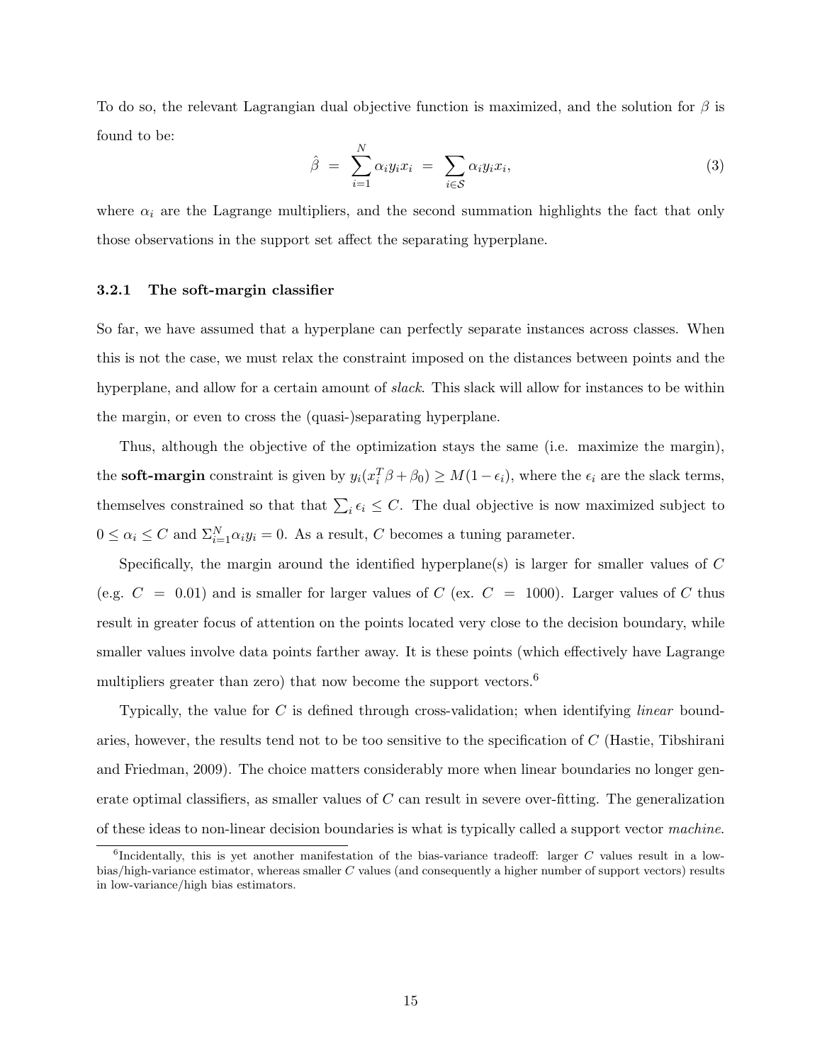To do so, the relevant Lagrangian dual objective function is maximized, and the solution for $\beta$ is found to be:

$$\hat{\beta} \;=\; \sum_{i=1}^{N} \alpha_i y_i x_i \;=\; \sum_{i \in \mathcal{S}} \alpha_i y_i x_i, \tag{3}$$

where $\alpha_i$ are the Lagrange multipliers, and the second summation highlights the fact that only those observations in the support set affect the separating hyperplane.

### 3.2.1 The soft-margin classifier

So far, we have assumed that a hyperplane can perfectly separate instances across classes. When this is not the case, we must relax the constraint imposed on the distances between points and the hyperplane, and allow for a certain amount of *slack*. This slack will allow for instances to be within the margin, or even to cross the (quasi-)separating hyperplane.

Thus, although the objective of the optimization stays the same (i.e. maximize the margin), the **soft-margin** constraint is given by $y_i(x_i^T \beta + \beta_0) \geq M(1 - \epsilon_i)$, where the $\epsilon_i$ are the slack terms, themselves constrained so that that $\sum_i \epsilon_i \leq C$. The dual objective is now maximized subject to $0 \leq \alpha_i \leq C$ and $\Sigma_{i=1}^{N} \alpha_i y_i = 0$. As a result, $C$ becomes a tuning parameter.

Specifically, the margin around the identified hyperplane(s) is larger for smaller values of $C$ (e.g. $C = 0.01$) and is smaller for larger values of $C$ (ex. $C = 1000$). Larger values of $C$ thus result in greater focus of attention on the points located very close to the decision boundary, while smaller values involve data points farther away. It is these points (which effectively have Lagrange multipliers greater than zero) that now become the support vectors.[6]

Typically, the value for $C$ is defined through cross-validation; when identifying *linear* boundaries, however, the results tend not to be too sensitive to the specification of $C$ (Hastie, Tibshirani and Friedman, 2009). The choice matters considerably more when linear boundaries no longer generate optimal classifiers, as smaller values of $C$ can result in severe over-fitting. The generalization of these ideas to non-linear decision boundaries is what is typically called a support vector *machine*.

[6] Incidentally, this is yet another manifestation of the bias-variance tradeoff: larger $C$ values result in a low-bias/high-variance estimator, whereas smaller $C$ values (and consequently a higher number of support vectors) results in low-variance/high bias estimators.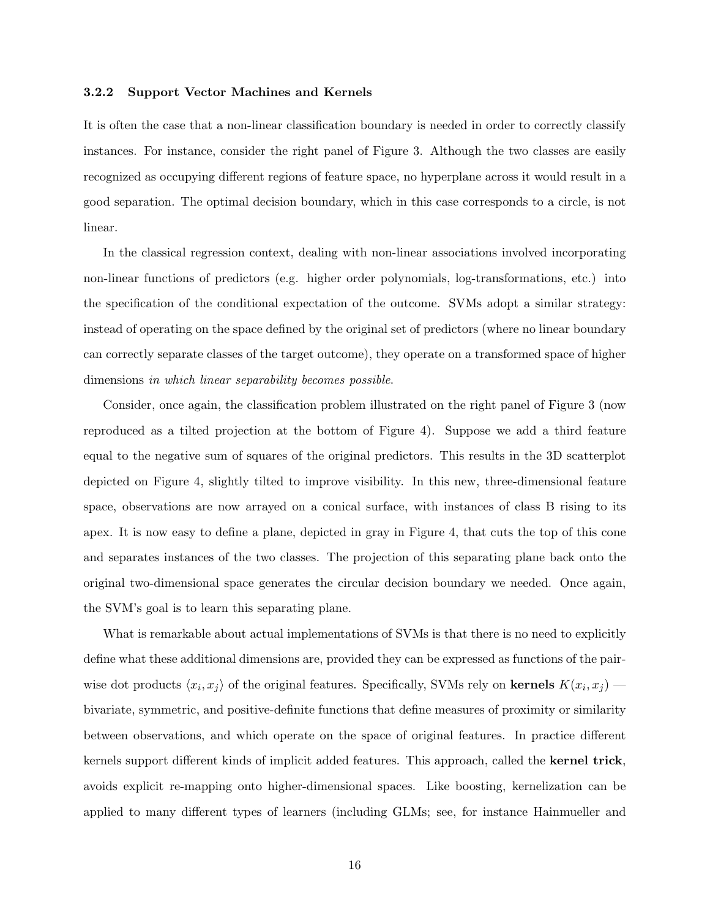### 3.2.2 Support Vector Machines and Kernels

It is often the case that a non-linear classification boundary is needed in order to correctly classify instances. For instance, consider the right panel of Figure 3. Although the two classes are easily recognized as occupying different regions of feature space, no hyperplane across it would result in a good separation. The optimal decision boundary, which in this case corresponds to a circle, is not linear.

In the classical regression context, dealing with non-linear associations involved incorporating non-linear functions of predictors (e.g. higher order polynomials, log-transformations, etc.) into the specification of the conditional expectation of the outcome. SVMs adopt a similar strategy: instead of operating on the space defined by the original set of predictors (where no linear boundary can correctly separate classes of the target outcome), they operate on a transformed space of higher dimensions *in which linear separability becomes possible*.

Consider, once again, the classification problem illustrated on the right panel of Figure 3 (now reproduced as a tilted projection at the bottom of Figure 4). Suppose we add a third feature equal to the negative sum of squares of the original predictors. This results in the 3D scatterplot depicted on Figure 4, slightly tilted to improve visibility. In this new, three-dimensional feature space, observations are now arrayed on a conical surface, with instances of class B rising to its apex. It is now easy to define a plane, depicted in gray in Figure 4, that cuts the top of this cone and separates instances of the two classes. The projection of this separating plane back onto the original two-dimensional space generates the circular decision boundary we needed. Once again, the SVM's goal is to learn this separating plane.

What is remarkable about actual implementations of SVMs is that there is no need to explicitly define what these additional dimensions are, provided they can be expressed as functions of the pairwise dot products $\langle x_i, x_j \rangle$ of the original features. Specifically, SVMs rely on **kernels** $K(x_i, x_j)$ — bivariate, symmetric, and positive-definite functions that define measures of proximity or similarity between observations, and which operate on the space of original features. In practice different kernels support different kinds of implicit added features. This approach, called the **kernel trick**, avoids explicit re-mapping onto higher-dimensional spaces. Like boosting, kernelization can be applied to many different types of learners (including GLMs; see, for instance Hainmueller and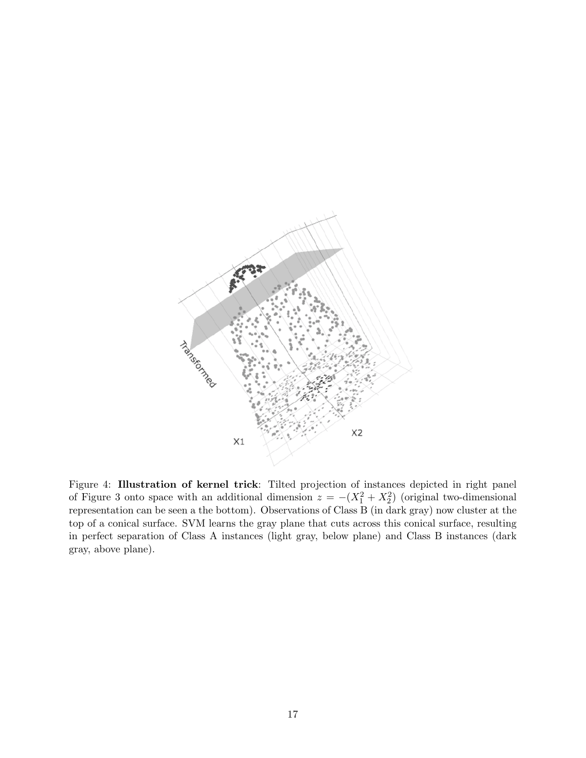Figure 4: **Illustration of kernel trick**: Tilted projection of instances depicted in right panel of Figure 3 onto space with an additional dimension $z = -(X_1^2 + X_2^2)$ (original two-dimensional representation can be seen a the bottom). Observations of Class B (in dark gray) now cluster at the top of a conical surface. SVM learns the gray plane that cuts across this conical surface, resulting in perfect separation of Class A instances (light gray, below plane) and Class B instances (dark gray, above plane).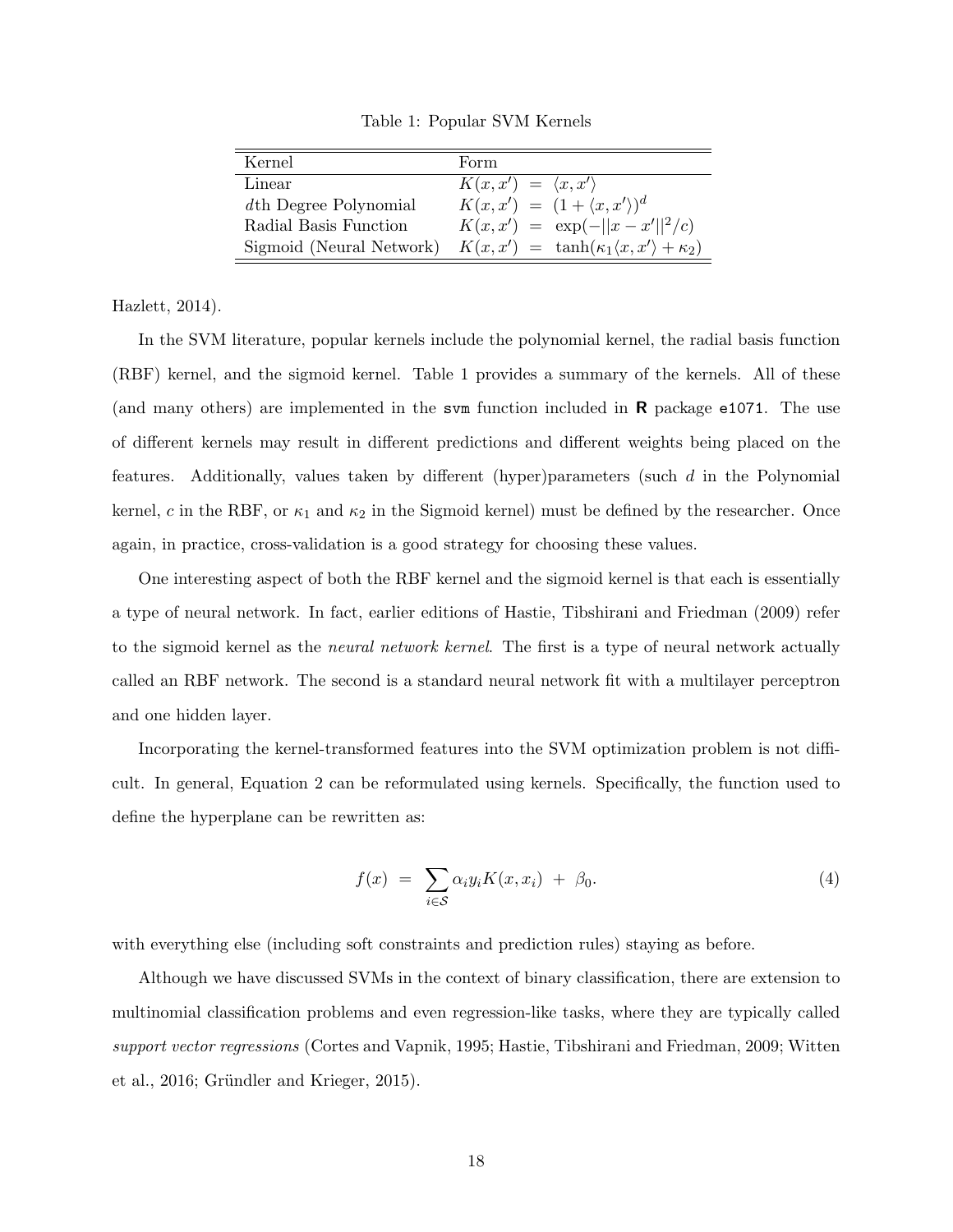Table 1: Popular SVM Kernels

| Kernel | Form |
|---|---|
| Linear | $K(x, x') = \langle x, x' \rangle$ |
| $d$th Degree Polynomial | $K(x, x') = (1 + \langle x, x' \rangle)^d$ |
| Radial Basis Function | $K(x, x') = \exp(-\|\|x - x'\|\|^2/c)$ |
| Sigmoid (Neural Network) | $K(x, x') = \tanh(\kappa_1 \langle x, x' \rangle + \kappa_2)$ |

Hazlett, 2014).

In the SVM literature, popular kernels include the polynomial kernel, the radial basis function (RBF) kernel, and the sigmoid kernel. Table 1 provides a summary of the kernels. All of these (and many others) are implemented in the `svm` function included in **R** package `e1071`. The use of different kernels may result in different predictions and different weights being placed on the features. Additionally, values taken by different (hyper)parameters (such $d$ in the Polynomial kernel, $c$ in the RBF, or $\kappa_1$ and $\kappa_2$ in the Sigmoid kernel) must be defined by the researcher. Once again, in practice, cross-validation is a good strategy for choosing these values.

One interesting aspect of both the RBF kernel and the sigmoid kernel is that each is essentially a type of neural network. In fact, earlier editions of Hastie, Tibshirani and Friedman (2009) refer to the sigmoid kernel as the *neural network kernel*. The first is a type of neural network actually called an RBF network. The second is a standard neural network fit with a multilayer perceptron and one hidden layer.

Incorporating the kernel-transformed features into the SVM optimization problem is not difficult. In general, Equation 2 can be reformulated using kernels. Specifically, the function used to define the hyperplane can be rewritten as:

$$f(x) \;=\; \sum_{i \in \mathcal{S}} \alpha_i y_i K(x, x_i) \;+\; \beta_0. \tag{4}$$

with everything else (including soft constraints and prediction rules) staying as before.

Although we have discussed SVMs in the context of binary classification, there are extension to multinomial classification problems and even regression-like tasks, where they are typically called *support vector regressions* (Cortes and Vapnik, 1995; Hastie, Tibshirani and Friedman, 2009; Witten et al., 2016; Gründler and Krieger, 2015).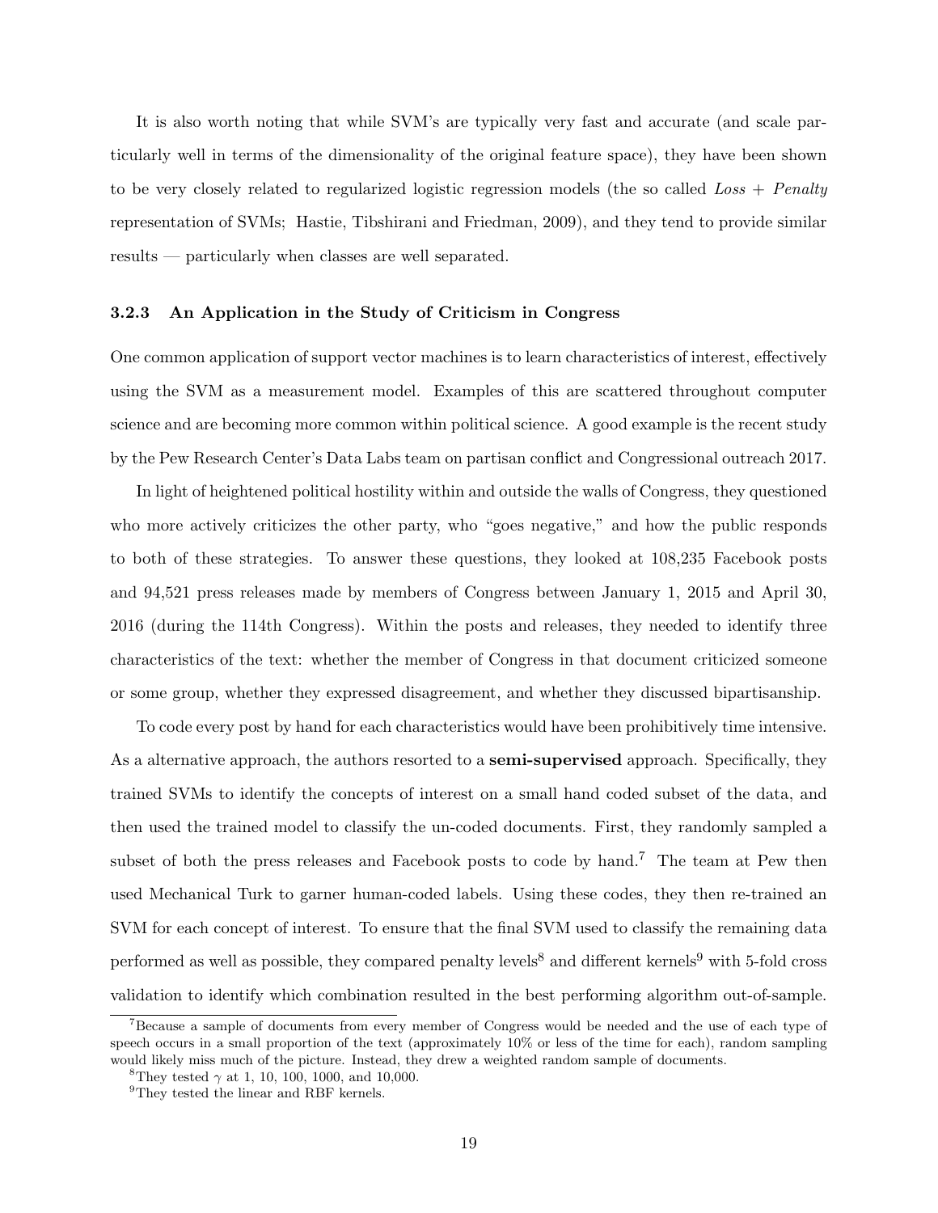It is also worth noting that while SVM's are typically very fast and accurate (and scale particularly well in terms of the dimensionality of the original feature space), they have been shown to be very closely related to regularized logistic regression models (the so called *Loss + Penalty* representation of SVMs; Hastie, Tibshirani and Friedman, 2009), and they tend to provide similar results — particularly when classes are well separated.

### 3.2.3 An Application in the Study of Criticism in Congress

One common application of support vector machines is to learn characteristics of interest, effectively using the SVM as a measurement model. Examples of this are scattered throughout computer science and are becoming more common within political science. A good example is the recent study by the Pew Research Center's Data Labs team on partisan conflict and Congressional outreach 2017.

In light of heightened political hostility within and outside the walls of Congress, they questioned who more actively criticizes the other party, who "goes negative," and how the public responds to both of these strategies. To answer these questions, they looked at 108,235 Facebook posts and 94,521 press releases made by members of Congress between January 1, 2015 and April 30, 2016 (during the 114th Congress). Within the posts and releases, they needed to identify three characteristics of the text: whether the member of Congress in that document criticized someone or some group, whether they expressed disagreement, and whether they discussed bipartisanship.

To code every post by hand for each characteristics would have been prohibitively time intensive. As a alternative approach, the authors resorted to a **semi-supervised** approach. Specifically, they trained SVMs to identify the concepts of interest on a small hand coded subset of the data, and then used the trained model to classify the un-coded documents. First, they randomly sampled a subset of both the press releases and Facebook posts to code by hand.[7] The team at Pew then used Mechanical Turk to garner human-coded labels. Using these codes, they then re-trained an SVM for each concept of interest. To ensure that the final SVM used to classify the remaining data performed as well as possible, they compared penalty levels[8] and different kernels[9] with 5-fold cross validation to identify which combination resulted in the best performing algorithm out-of-sample.

---

[7] Because a sample of documents from every member of Congress would be needed and the use of each type of speech occurs in a small proportion of the text (approximately 10% or less of the time for each), random sampling would likely miss much of the picture. Instead, they drew a weighted random sample of documents.

[8] They tested $\gamma$ at 1, 10, 100, 1000, and 10,000.

[9] They tested the linear and RBF kernels.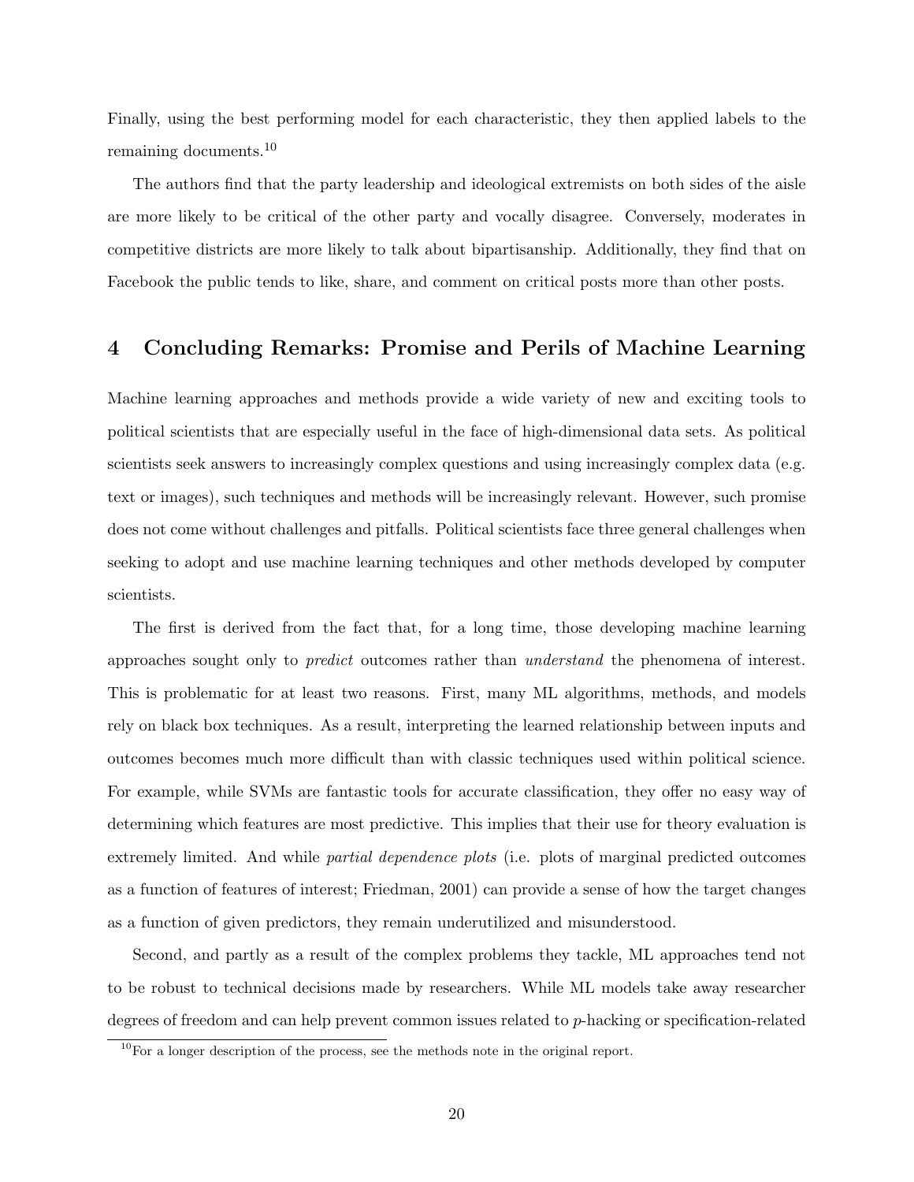Finally, using the best performing model for each characteristic, they then applied labels to the remaining documents.[10]

The authors find that the party leadership and ideological extremists on both sides of the aisle are more likely to be critical of the other party and vocally disagree. Conversely, moderates in competitive districts are more likely to talk about bipartisanship. Additionally, they find that on Facebook the public tends to like, share, and comment on critical posts more than other posts.

## 4 Concluding Remarks: Promise and Perils of Machine Learning

Machine learning approaches and methods provide a wide variety of new and exciting tools to political scientists that are especially useful in the face of high-dimensional data sets. As political scientists seek answers to increasingly complex questions and using increasingly complex data (e.g. text or images), such techniques and methods will be increasingly relevant. However, such promise does not come without challenges and pitfalls. Political scientists face three general challenges when seeking to adopt and use machine learning techniques and other methods developed by computer scientists.

The first is derived from the fact that, for a long time, those developing machine learning approaches sought only to *predict* outcomes rather than *understand* the phenomena of interest. This is problematic for at least two reasons. First, many ML algorithms, methods, and models rely on black box techniques. As a result, interpreting the learned relationship between inputs and outcomes becomes much more difficult than with classic techniques used within political science. For example, while SVMs are fantastic tools for accurate classification, they offer no easy way of determining which features are most predictive. This implies that their use for theory evaluation is extremely limited. And while *partial dependence plots* (i.e. plots of marginal predicted outcomes as a function of features of interest; Friedman, 2001) can provide a sense of how the target changes as a function of given predictors, they remain underutilized and misunderstood.

Second, and partly as a result of the complex problems they tackle, ML approaches tend not to be robust to technical decisions made by researchers. While ML models take away researcher degrees of freedom and can help prevent common issues related to $p$-hacking or specification-related

[10] For a longer description of the process, see the methods note in the original report.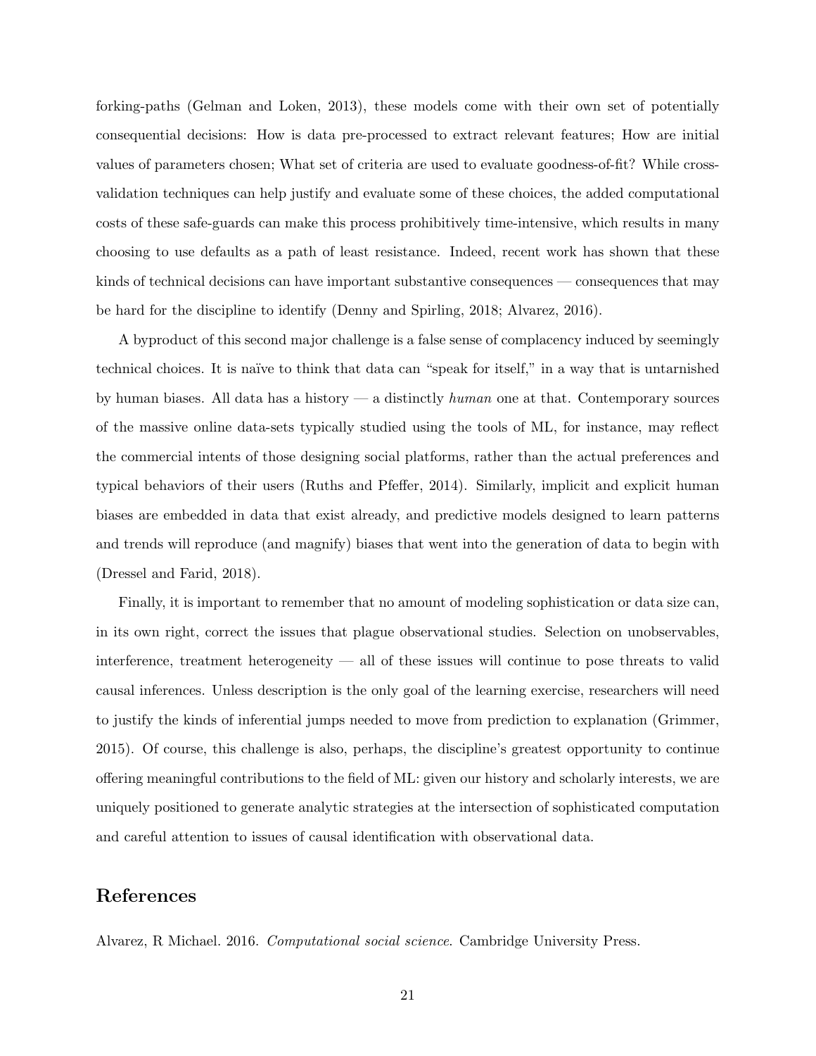forking-paths (Gelman and Loken, 2013), these models come with their own set of potentially consequential decisions: How is data pre-processed to extract relevant features; How are initial values of parameters chosen; What set of criteria are used to evaluate goodness-of-fit? While cross-validation techniques can help justify and evaluate some of these choices, the added computational costs of these safe-guards can make this process prohibitively time-intensive, which results in many choosing to use defaults as a path of least resistance. Indeed, recent work has shown that these kinds of technical decisions can have important substantive consequences — consequences that may be hard for the discipline to identify (Denny and Spirling, 2018; Alvarez, 2016).

A byproduct of this second major challenge is a false sense of complacency induced by seemingly technical choices. It is naïve to think that data can "speak for itself," in a way that is untarnished by human biases. All data has a history — a distinctly *human* one at that. Contemporary sources of the massive online data-sets typically studied using the tools of ML, for instance, may reflect the commercial intents of those designing social platforms, rather than the actual preferences and typical behaviors of their users (Ruths and Pfeffer, 2014). Similarly, implicit and explicit human biases are embedded in data that exist already, and predictive models designed to learn patterns and trends will reproduce (and magnify) biases that went into the generation of data to begin with (Dressel and Farid, 2018).

Finally, it is important to remember that no amount of modeling sophistication or data size can, in its own right, correct the issues that plague observational studies. Selection on unobservables, interference, treatment heterogeneity — all of these issues will continue to pose threats to valid causal inferences. Unless description is the only goal of the learning exercise, researchers will need to justify the kinds of inferential jumps needed to move from prediction to explanation (Grimmer, 2015). Of course, this challenge is also, perhaps, the discipline's greatest opportunity to continue offering meaningful contributions to the field of ML: given our history and scholarly interests, we are uniquely positioned to generate analytic strategies at the intersection of sophisticated computation and careful attention to issues of causal identification with observational data.

## References

Alvarez, R Michael. 2016. *Computational social science*. Cambridge University Press.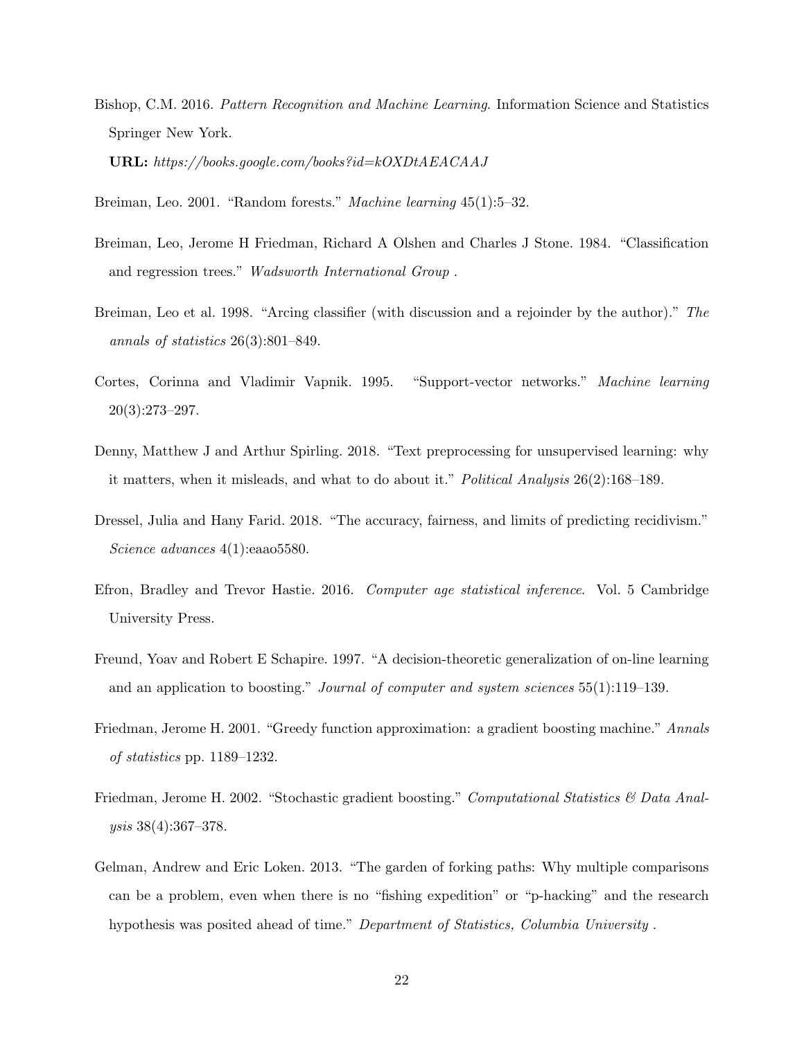Bishop, C.M. 2016. *Pattern Recognition and Machine Learning*. Information Science and Statistics Springer New York.

**URL:** *https://books.google.com/books?id=kOXDtAEACAAJ*

Breiman, Leo. 2001. "Random forests." *Machine learning* 45(1):5–32.

Breiman, Leo, Jerome H Friedman, Richard A Olshen and Charles J Stone. 1984. "Classification and regression trees." *Wadsworth International Group* .

Breiman, Leo et al. 1998. "Arcing classifier (with discussion and a rejoinder by the author)." *The annals of statistics* 26(3):801–849.

Cortes, Corinna and Vladimir Vapnik. 1995. "Support-vector networks." *Machine learning* 20(3):273–297.

Denny, Matthew J and Arthur Spirling. 2018. "Text preprocessing for unsupervised learning: why it matters, when it misleads, and what to do about it." *Political Analysis* 26(2):168–189.

Dressel, Julia and Hany Farid. 2018. "The accuracy, fairness, and limits of predicting recidivism." *Science advances* 4(1):eaao5580.

Efron, Bradley and Trevor Hastie. 2016. *Computer age statistical inference*. Vol. 5 Cambridge University Press.

Freund, Yoav and Robert E Schapire. 1997. "A decision-theoretic generalization of on-line learning and an application to boosting." *Journal of computer and system sciences* 55(1):119–139.

Friedman, Jerome H. 2001. "Greedy function approximation: a gradient boosting machine." *Annals of statistics* pp. 1189–1232.

Friedman, Jerome H. 2002. "Stochastic gradient boosting." *Computational Statistics & Data Analysis* 38(4):367–378.

Gelman, Andrew and Eric Loken. 2013. "The garden of forking paths: Why multiple comparisons can be a problem, even when there is no "fishing expedition" or "p-hacking" and the research hypothesis was posited ahead of time." *Department of Statistics, Columbia University* .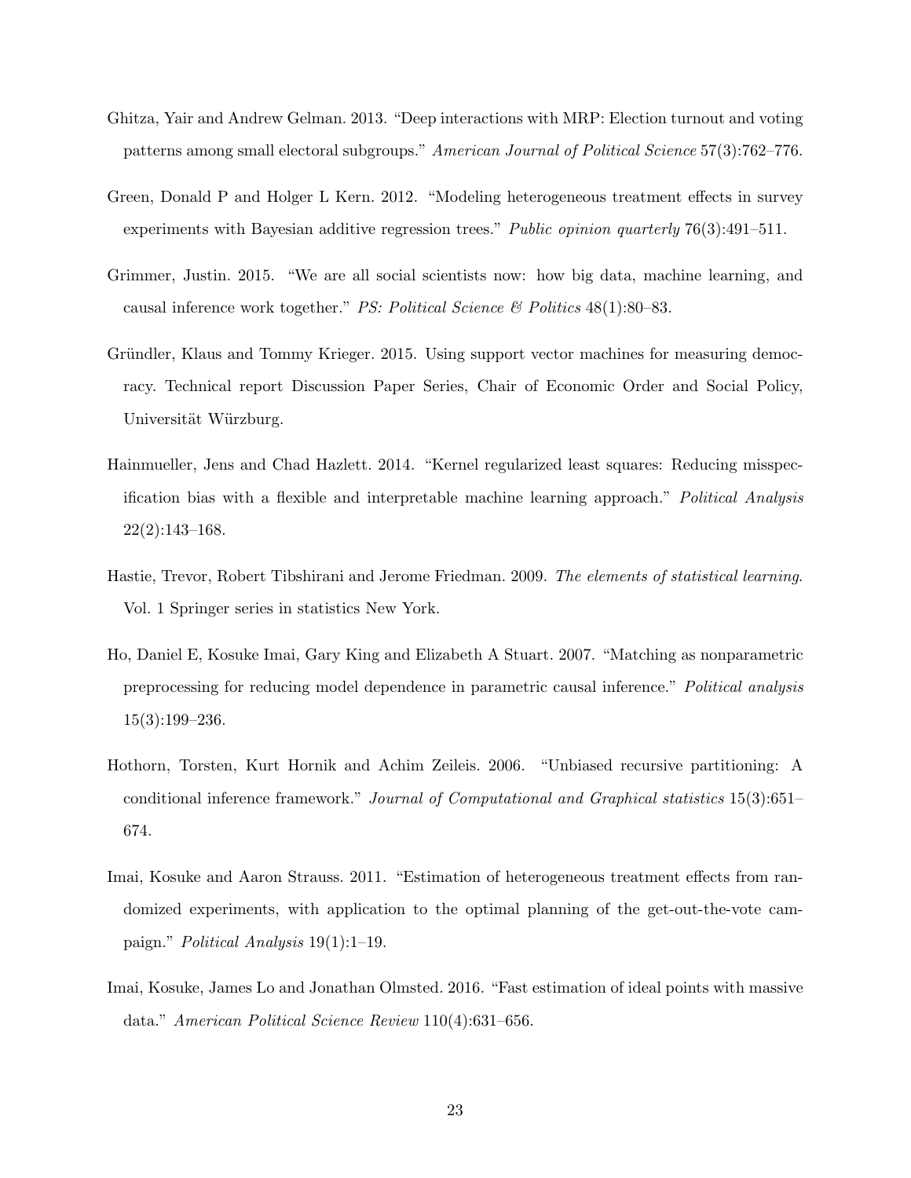Ghitza, Yair and Andrew Gelman. 2013. "Deep interactions with MRP: Election turnout and voting patterns among small electoral subgroups." *American Journal of Political Science* 57(3):762–776.

Green, Donald P and Holger L Kern. 2012. "Modeling heterogeneous treatment effects in survey experiments with Bayesian additive regression trees." *Public opinion quarterly* 76(3):491–511.

Grimmer, Justin. 2015. "We are all social scientists now: how big data, machine learning, and causal inference work together." *PS: Political Science & Politics* 48(1):80–83.

Gründler, Klaus and Tommy Krieger. 2015. Using support vector machines for measuring democracy. Technical report Discussion Paper Series, Chair of Economic Order and Social Policy, Universität Würzburg.

Hainmueller, Jens and Chad Hazlett. 2014. "Kernel regularized least squares: Reducing misspecification bias with a flexible and interpretable machine learning approach." *Political Analysis* 22(2):143–168.

Hastie, Trevor, Robert Tibshirani and Jerome Friedman. 2009. *The elements of statistical learning*. Vol. 1 Springer series in statistics New York.

Ho, Daniel E, Kosuke Imai, Gary King and Elizabeth A Stuart. 2007. "Matching as nonparametric preprocessing for reducing model dependence in parametric causal inference." *Political analysis* 15(3):199–236.

Hothorn, Torsten, Kurt Hornik and Achim Zeileis. 2006. "Unbiased recursive partitioning: A conditional inference framework." *Journal of Computational and Graphical statistics* 15(3):651–674.

Imai, Kosuke and Aaron Strauss. 2011. "Estimation of heterogeneous treatment effects from randomized experiments, with application to the optimal planning of the get-out-the-vote campaign." *Political Analysis* 19(1):1–19.

Imai, Kosuke, James Lo and Jonathan Olmsted. 2016. "Fast estimation of ideal points with massive data." *American Political Science Review* 110(4):631–656.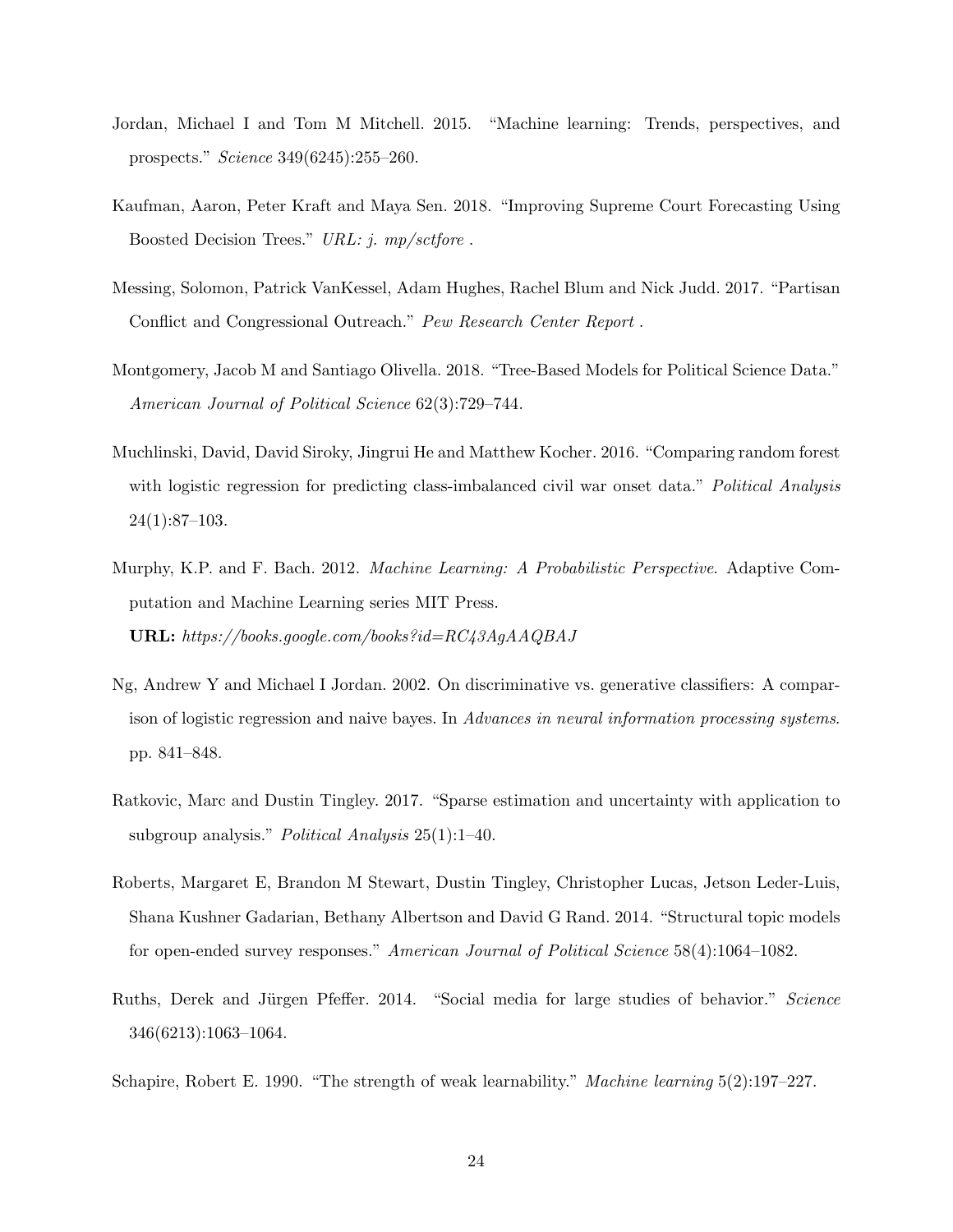Jordan, Michael I and Tom M Mitchell. 2015. "Machine learning: Trends, perspectives, and prospects." *Science* 349(6245):255–260.

Kaufman, Aaron, Peter Kraft and Maya Sen. 2018. "Improving Supreme Court Forecasting Using Boosted Decision Trees." *URL: j. mp/sctfore* .

Messing, Solomon, Patrick VanKessel, Adam Hughes, Rachel Blum and Nick Judd. 2017. "Partisan Conflict and Congressional Outreach." *Pew Research Center Report* .

Montgomery, Jacob M and Santiago Olivella. 2018. "Tree-Based Models for Political Science Data." *American Journal of Political Science* 62(3):729–744.

Muchlinski, David, David Siroky, Jingrui He and Matthew Kocher. 2016. "Comparing random forest with logistic regression for predicting class-imbalanced civil war onset data." *Political Analysis* 24(1):87–103.

Murphy, K.P. and F. Bach. 2012. *Machine Learning: A Probabilistic Perspective*. Adaptive Computation and Machine Learning series MIT Press.
**URL:** *https://books.google.com/books?id=RC43AgAAQBAJ*

Ng, Andrew Y and Michael I Jordan. 2002. On discriminative vs. generative classifiers: A comparison of logistic regression and naive bayes. In *Advances in neural information processing systems*. pp. 841–848.

Ratkovic, Marc and Dustin Tingley. 2017. "Sparse estimation and uncertainty with application to subgroup analysis." *Political Analysis* 25(1):1–40.

Roberts, Margaret E, Brandon M Stewart, Dustin Tingley, Christopher Lucas, Jetson Leder-Luis, Shana Kushner Gadarian, Bethany Albertson and David G Rand. 2014. "Structural topic models for open-ended survey responses." *American Journal of Political Science* 58(4):1064–1082.

Ruths, Derek and Jürgen Pfeffer. 2014. "Social media for large studies of behavior." *Science* 346(6213):1063–1064.

Schapire, Robert E. 1990. "The strength of weak learnability." *Machine learning* 5(2):197–227.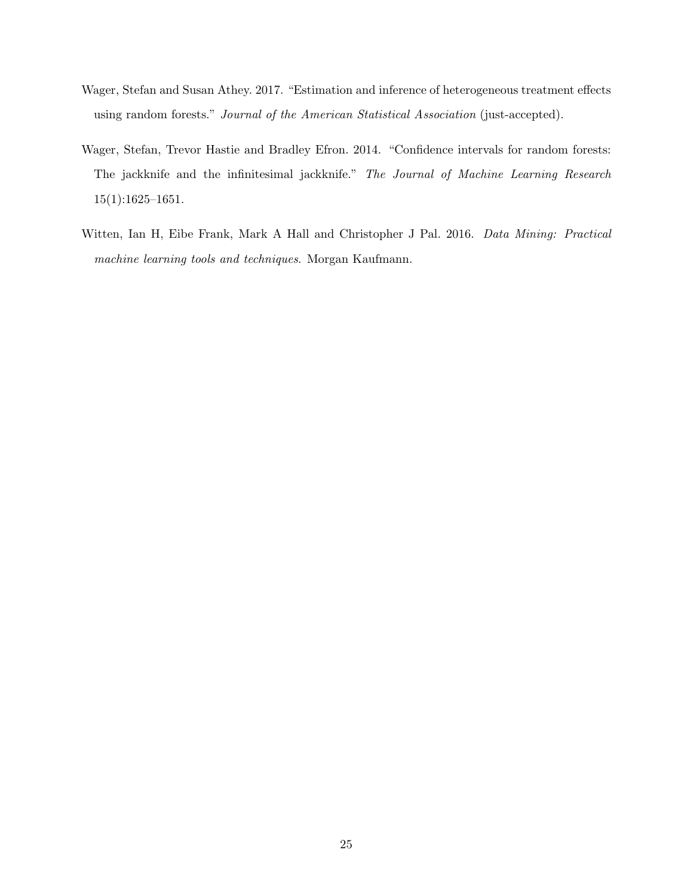Wager, Stefan and Susan Athey. 2017. "Estimation and inference of heterogeneous treatment effects using random forests." *Journal of the American Statistical Association* (just-accepted).

Wager, Stefan, Trevor Hastie and Bradley Efron. 2014. "Confidence intervals for random forests: The jackknife and the infinitesimal jackknife." *The Journal of Machine Learning Research* 15(1):1625–1651.

Witten, Ian H, Eibe Frank, Mark A Hall and Christopher J Pal. 2016. *Data Mining: Practical machine learning tools and techniques*. Morgan Kaufmann.